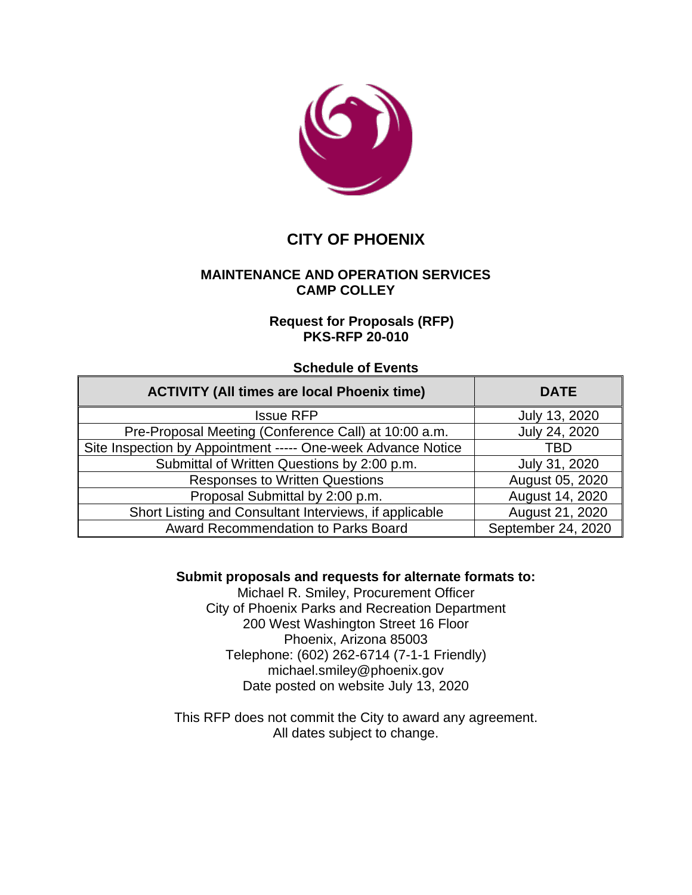# CITY OF PHOENIX

## MAINTENANCE AND OPERATION SERVICES
## CAMP COLLEY

### Request for Proposals (RFP)
### PKS-RFP 20-010

**Schedule of Events**

| ACTIVITY (All times are local Phoenix time) | DATE |
|---|---|
| Issue RFP | July 13, 2020 |
| Pre-Proposal Meeting (Conference Call) at 10:00 a.m. | July 24, 2020 |
| Site Inspection by Appointment ----- One-week Advance Notice | TBD |
| Submittal of Written Questions by 2:00 p.m. | July 31, 2020 |
| Responses to Written Questions | August 05, 2020 |
| Proposal Submittal by 2:00 p.m. | August 14, 2020 |
| Short Listing and Consultant Interviews, if applicable | August 21, 2020 |
| Award Recommendation to Parks Board | September 24, 2020 |

**Submit proposals and requests for alternate formats to:**

Michael R. Smiley, Procurement Officer
City of Phoenix Parks and Recreation Department
200 West Washington Street 16 Floor
Phoenix, Arizona 85003
Telephone: (602) 262-6714 (7-1-1 Friendly)
michael.smiley@phoenix.gov
Date posted on website July 13, 2020

This RFP does not commit the City to award any agreement.
All dates subject to change.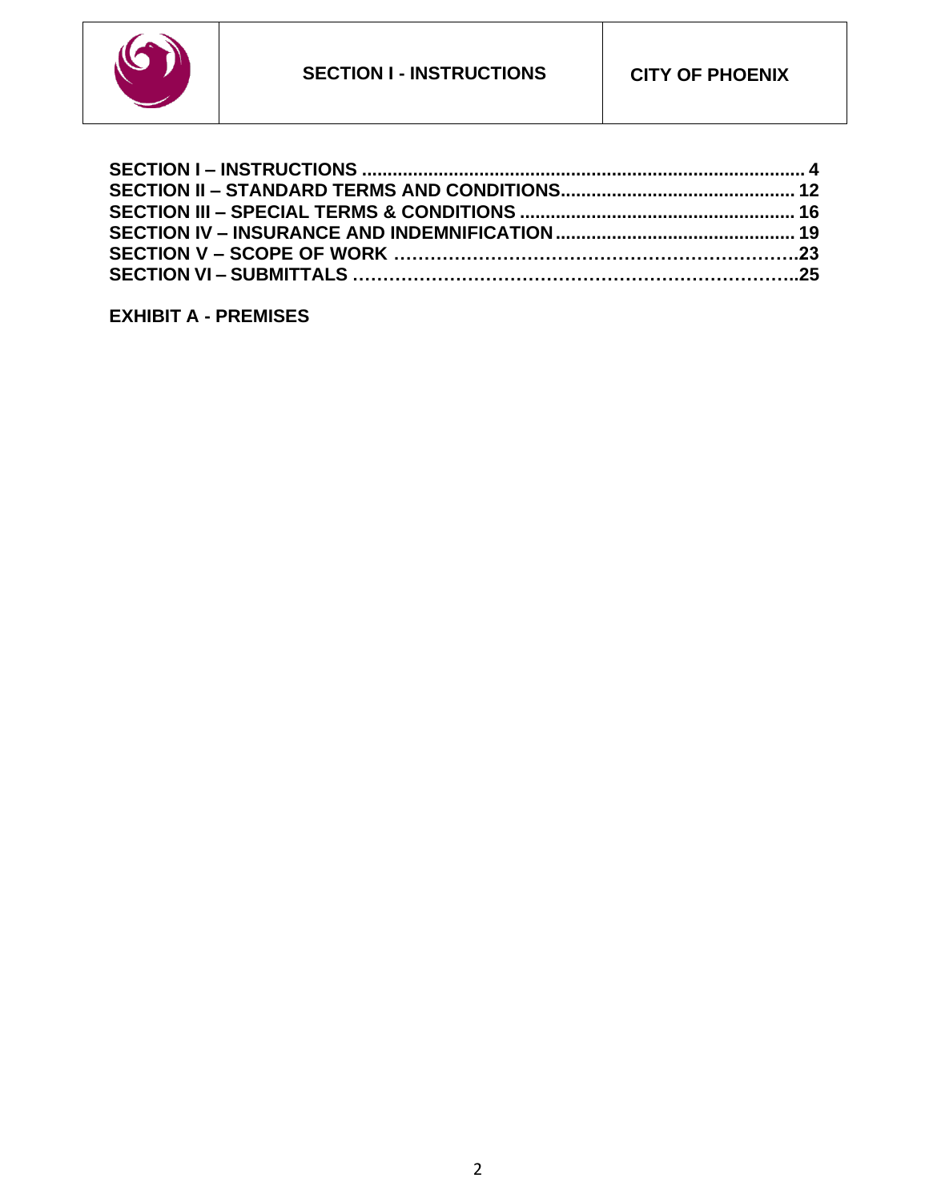**SECTION I – INSTRUCTIONS** ..................................................................................... **4**
**SECTION II – STANDARD TERMS AND CONDITIONS**............................................ **12**
**SECTION III – SPECIAL TERMS & CONDITIONS** .................................................... **16**
**SECTION IV – INSURANCE AND INDEMNIFICATION** ............................................. **19**
**SECTION V – SCOPE OF WORK** ……………………………………………………….**23**
**SECTION VI – SUBMITTALS** ……………………………………………………………..**25**

**EXHIBIT A - PREMISES**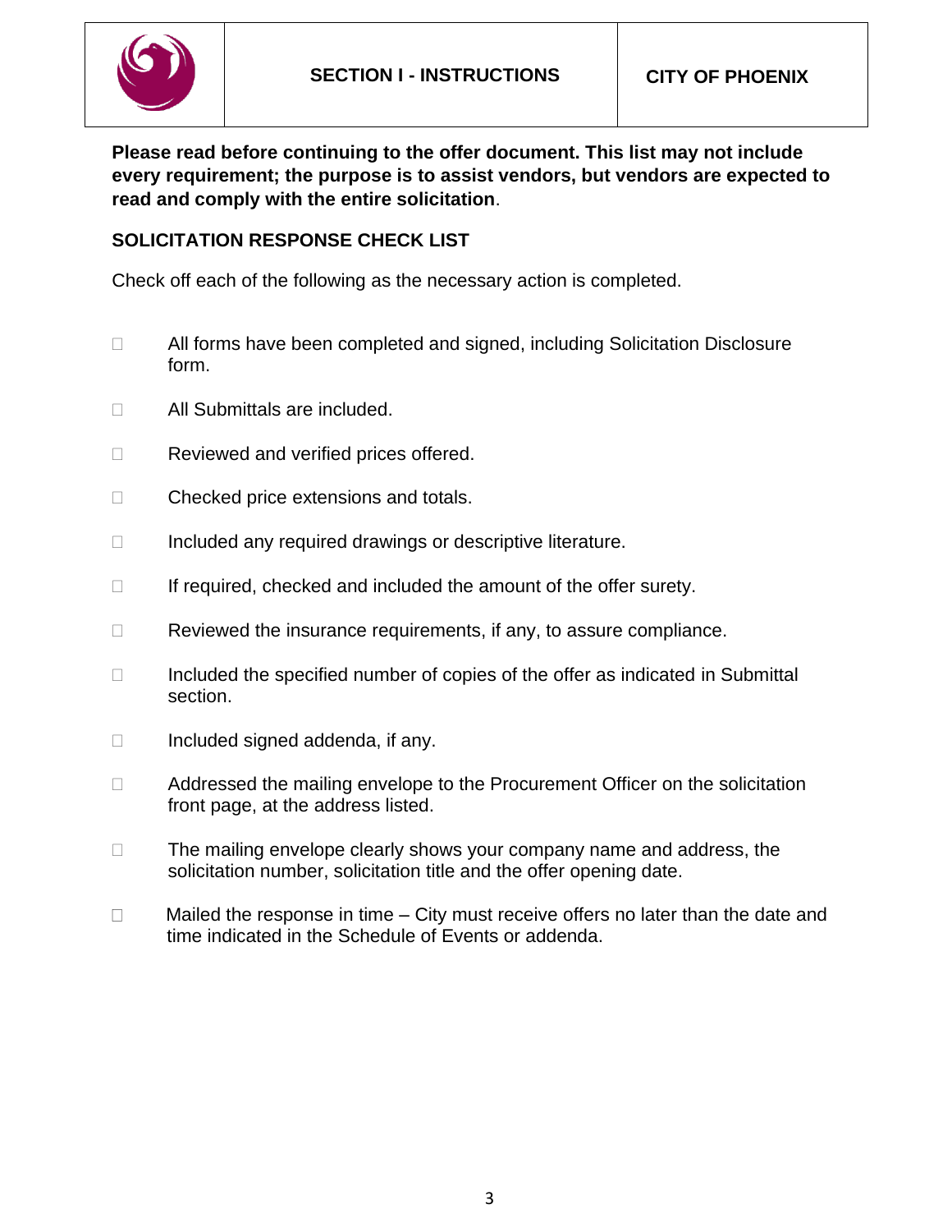# SECTION I - INSTRUCTIONS

**CITY OF PHOENIX**

**Please read before continuing to the offer document. This list may not include every requirement; the purpose is to assist vendors, but vendors are expected to read and comply with the entire solicitation**.

## SOLICITATION RESPONSE CHECK LIST

Check off each of the following as the necessary action is completed.

- ☐ All forms have been completed and signed, including Solicitation Disclosure form.
- ☐ All Submittals are included.
- ☐ Reviewed and verified prices offered.
- ☐ Checked price extensions and totals.
- ☐ Included any required drawings or descriptive literature.
- ☐ If required, checked and included the amount of the offer surety.
- ☐ Reviewed the insurance requirements, if any, to assure compliance.
- ☐ Included the specified number of copies of the offer as indicated in Submittal section.
- ☐ Included signed addenda, if any.
- ☐ Addressed the mailing envelope to the Procurement Officer on the solicitation front page, at the address listed.
- ☐ The mailing envelope clearly shows your company name and address, the solicitation number, solicitation title and the offer opening date.
- ☐ Mailed the response in time – City must receive offers no later than the date and time indicated in the Schedule of Events or addenda.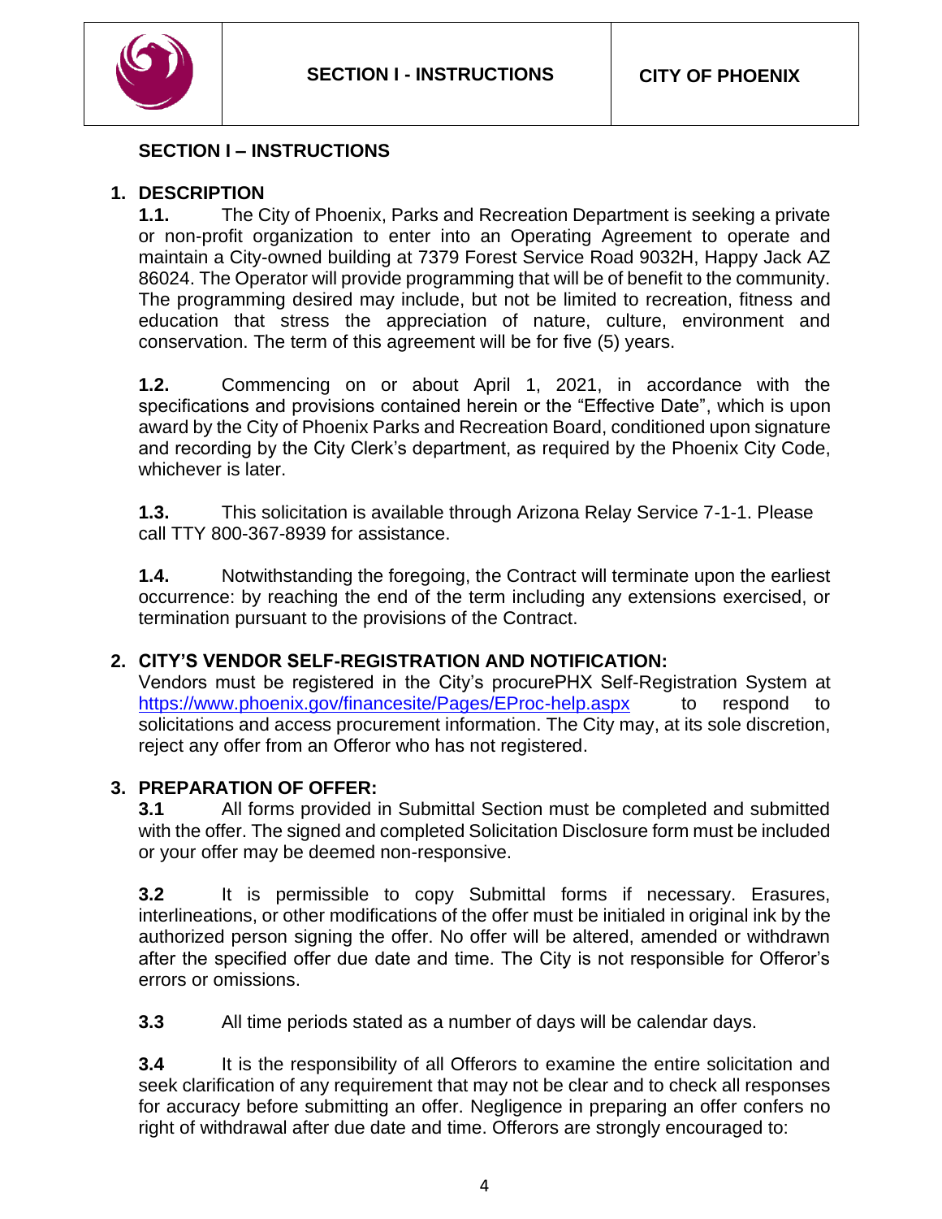## SECTION I – INSTRUCTIONS

### 1. DESCRIPTION

**1.1.** The City of Phoenix, Parks and Recreation Department is seeking a private or non-profit organization to enter into an Operating Agreement to operate and maintain a City-owned building at 7379 Forest Service Road 9032H, Happy Jack AZ 86024. The Operator will provide programming that will be of benefit to the community. The programming desired may include, but not be limited to recreation, fitness and education that stress the appreciation of nature, culture, environment and conservation. The term of this agreement will be for five (5) years.

**1.2.** Commencing on or about April 1, 2021, in accordance with the specifications and provisions contained herein or the "Effective Date", which is upon award by the City of Phoenix Parks and Recreation Board, conditioned upon signature and recording by the City Clerk's department, as required by the Phoenix City Code, whichever is later.

**1.3.** This solicitation is available through Arizona Relay Service 7-1-1. Please call TTY 800-367-8939 for assistance.

**1.4.** Notwithstanding the foregoing, the Contract will terminate upon the earliest occurrence: by reaching the end of the term including any extensions exercised, or termination pursuant to the provisions of the Contract.

### 2. CITY'S VENDOR SELF-REGISTRATION AND NOTIFICATION:

Vendors must be registered in the City's procurePHX Self-Registration System at https://www.phoenix.gov/financesite/Pages/EProc-help.aspx to respond to solicitations and access procurement information. The City may, at its sole discretion, reject any offer from an Offeror who has not registered.

### 3. PREPARATION OF OFFER:

**3.1** All forms provided in Submittal Section must be completed and submitted with the offer. The signed and completed Solicitation Disclosure form must be included or your offer may be deemed non-responsive.

**3.2** It is permissible to copy Submittal forms if necessary. Erasures, interlineations, or other modifications of the offer must be initialed in original ink by the authorized person signing the offer. No offer will be altered, amended or withdrawn after the specified offer due date and time. The City is not responsible for Offeror's errors or omissions.

**3.3** All time periods stated as a number of days will be calendar days.

**3.4** It is the responsibility of all Offerors to examine the entire solicitation and seek clarification of any requirement that may not be clear and to check all responses for accuracy before submitting an offer. Negligence in preparing an offer confers no right of withdrawal after due date and time. Offerors are strongly encouraged to: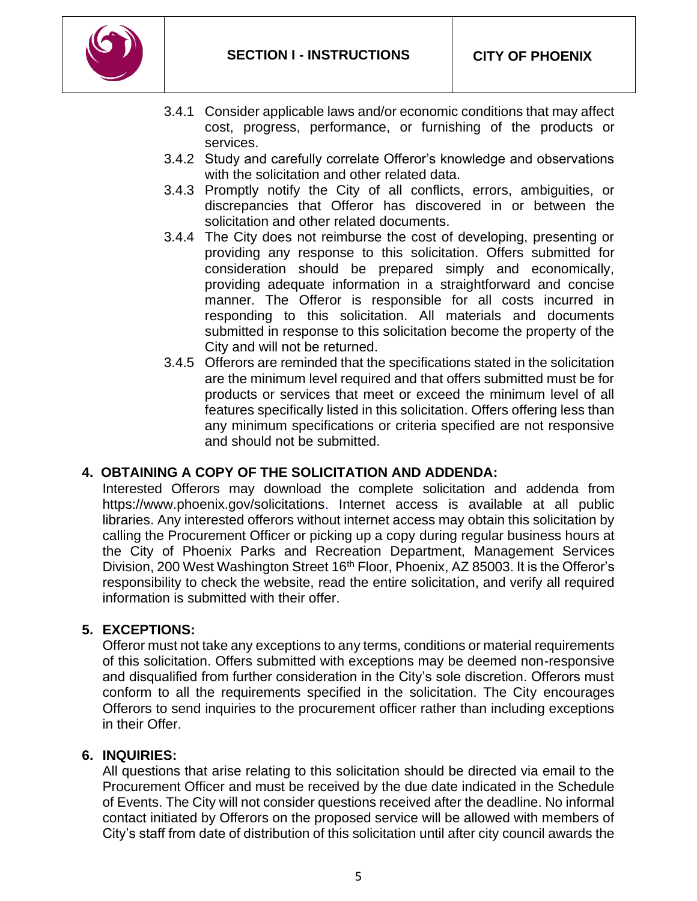3.4.1 Consider applicable laws and/or economic conditions that may affect cost, progress, performance, or furnishing of the products or services.

3.4.2 Study and carefully correlate Offeror's knowledge and observations with the solicitation and other related data.

3.4.3 Promptly notify the City of all conflicts, errors, ambiguities, or discrepancies that Offeror has discovered in or between the solicitation and other related documents.

3.4.4 The City does not reimburse the cost of developing, presenting or providing any response to this solicitation. Offers submitted for consideration should be prepared simply and economically, providing adequate information in a straightforward and concise manner. The Offeror is responsible for all costs incurred in responding to this solicitation. All materials and documents submitted in response to this solicitation become the property of the City and will not be returned.

3.4.5 Offerors are reminded that the specifications stated in the solicitation are the minimum level required and that offers submitted must be for products or services that meet or exceed the minimum level of all features specifically listed in this solicitation. Offers offering less than any minimum specifications or criteria specified are not responsive and should not be submitted.

## 4. OBTAINING A COPY OF THE SOLICITATION AND ADDENDA:

Interested Offerors may download the complete solicitation and addenda from https://www.phoenix.gov/solicitations. Internet access is available at all public libraries. Any interested offerors without internet access may obtain this solicitation by calling the Procurement Officer or picking up a copy during regular business hours at the City of Phoenix Parks and Recreation Department, Management Services Division, 200 West Washington Street 16th Floor, Phoenix, AZ 85003. It is the Offeror's responsibility to check the website, read the entire solicitation, and verify all required information is submitted with their offer.

## 5. EXCEPTIONS:

Offeror must not take any exceptions to any terms, conditions or material requirements of this solicitation. Offers submitted with exceptions may be deemed non-responsive and disqualified from further consideration in the City's sole discretion. Offerors must conform to all the requirements specified in the solicitation. The City encourages Offerors to send inquiries to the procurement officer rather than including exceptions in their Offer.

## 6. INQUIRIES:

All questions that arise relating to this solicitation should be directed via email to the Procurement Officer and must be received by the due date indicated in the Schedule of Events. The City will not consider questions received after the deadline. No informal contact initiated by Offerors on the proposed service will be allowed with members of City's staff from date of distribution of this solicitation until after city council awards the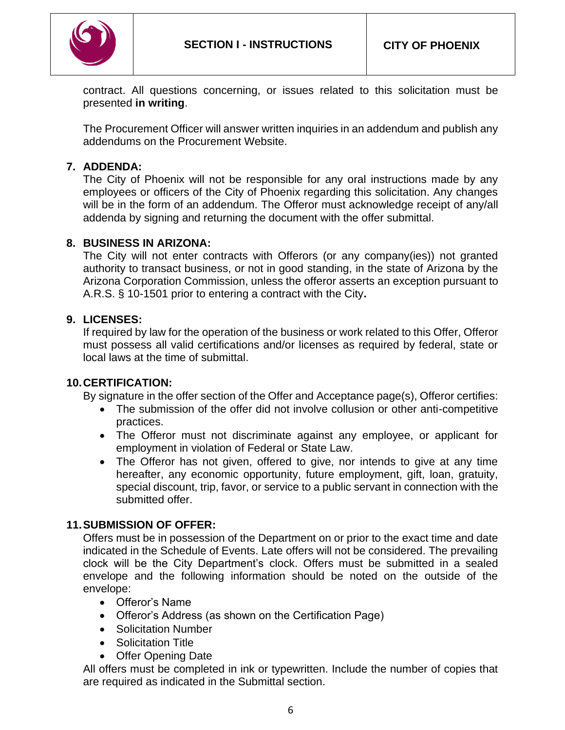contract. All questions concerning, or issues related to this solicitation must be presented **in writing**.

The Procurement Officer will answer written inquiries in an addendum and publish any addendums on the Procurement Website.

**7. ADDENDA:**

The City of Phoenix will not be responsible for any oral instructions made by any employees or officers of the City of Phoenix regarding this solicitation. Any changes will be in the form of an addendum. The Offeror must acknowledge receipt of any/all addenda by signing and returning the document with the offer submittal.

**8. BUSINESS IN ARIZONA:**

The City will not enter contracts with Offerors (or any company(ies)) not granted authority to transact business, or not in good standing, in the state of Arizona by the Arizona Corporation Commission, unless the offeror asserts an exception pursuant to A.R.S. § 10-1501 prior to entering a contract with the City**.**

**9. LICENSES:**

If required by law for the operation of the business or work related to this Offer, Offeror must possess all valid certifications and/or licenses as required by federal, state or local laws at the time of submittal.

**10. CERTIFICATION:**

By signature in the offer section of the Offer and Acceptance page(s), Offeror certifies:

- The submission of the offer did not involve collusion or other anti-competitive practices.
- The Offeror must not discriminate against any employee, or applicant for employment in violation of Federal or State Law.
- The Offeror has not given, offered to give, nor intends to give at any time hereafter, any economic opportunity, future employment, gift, loan, gratuity, special discount, trip, favor, or service to a public servant in connection with the submitted offer.

**11. SUBMISSION OF OFFER:**

Offers must be in possession of the Department on or prior to the exact time and date indicated in the Schedule of Events. Late offers will not be considered. The prevailing clock will be the City Department's clock. Offers must be submitted in a sealed envelope and the following information should be noted on the outside of the envelope:

- Offeror's Name
- Offeror's Address (as shown on the Certification Page)
- Solicitation Number
- Solicitation Title
- Offer Opening Date

All offers must be completed in ink or typewritten. Include the number of copies that are required as indicated in the Submittal section.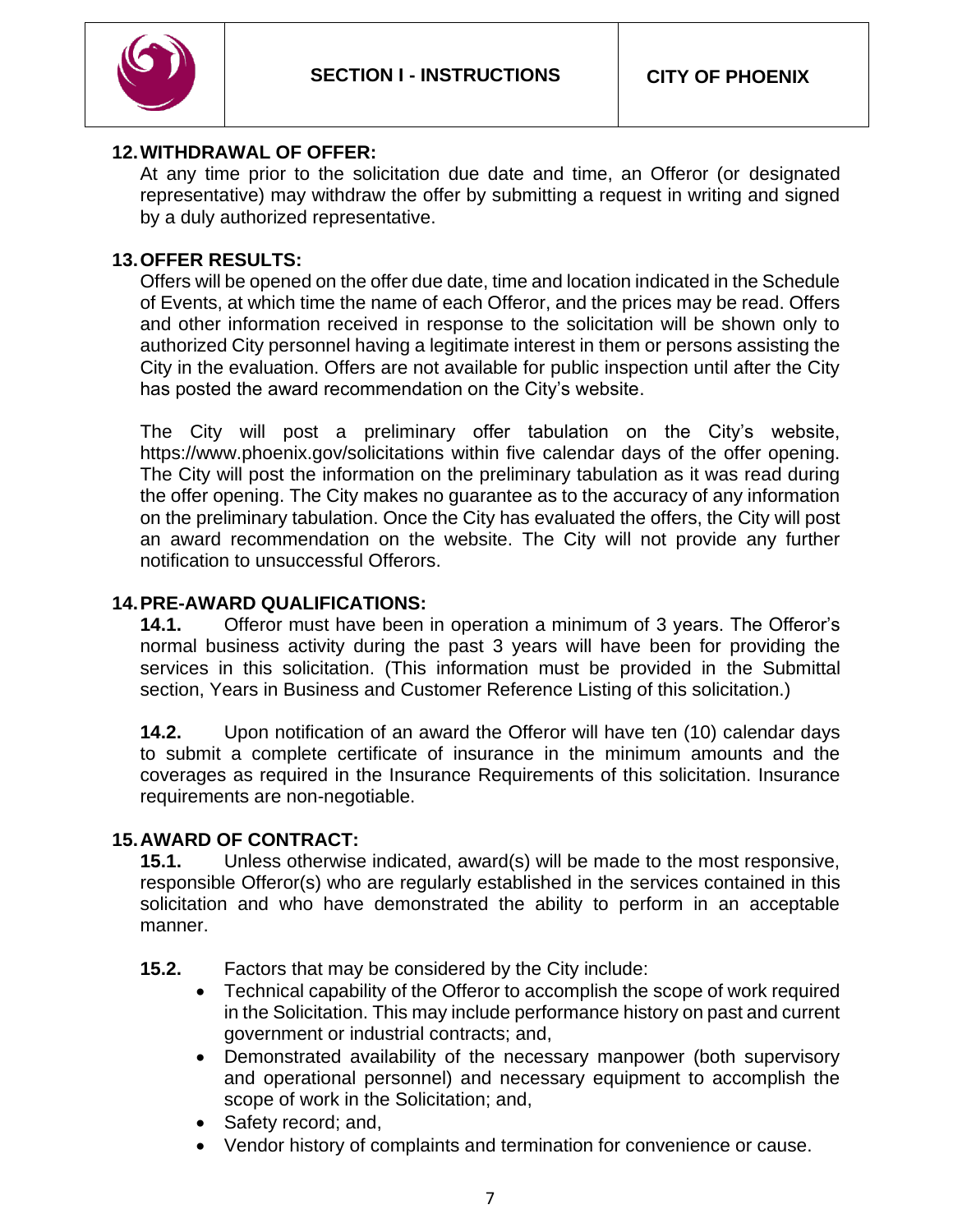## 12. WITHDRAWAL OF OFFER:

At any time prior to the solicitation due date and time, an Offeror (or designated representative) may withdraw the offer by submitting a request in writing and signed by a duly authorized representative.

## 13. OFFER RESULTS:

Offers will be opened on the offer due date, time and location indicated in the Schedule of Events, at which time the name of each Offeror, and the prices may be read. Offers and other information received in response to the solicitation will be shown only to authorized City personnel having a legitimate interest in them or persons assisting the City in the evaluation. Offers are not available for public inspection until after the City has posted the award recommendation on the City's website.

The City will post a preliminary offer tabulation on the City's website, https://www.phoenix.gov/solicitations within five calendar days of the offer opening. The City will post the information on the preliminary tabulation as it was read during the offer opening. The City makes no guarantee as to the accuracy of any information on the preliminary tabulation. Once the City has evaluated the offers, the City will post an award recommendation on the website. The City will not provide any further notification to unsuccessful Offerors.

## 14. PRE-AWARD QUALIFICATIONS:

**14.1.** Offeror must have been in operation a minimum of 3 years. The Offeror's normal business activity during the past 3 years will have been for providing the services in this solicitation. (This information must be provided in the Submittal section, Years in Business and Customer Reference Listing of this solicitation.)

**14.2.** Upon notification of an award the Offeror will have ten (10) calendar days to submit a complete certificate of insurance in the minimum amounts and the coverages as required in the Insurance Requirements of this solicitation. Insurance requirements are non-negotiable.

## 15. AWARD OF CONTRACT:

**15.1.** Unless otherwise indicated, award(s) will be made to the most responsive, responsible Offeror(s) who are regularly established in the services contained in this solicitation and who have demonstrated the ability to perform in an acceptable manner.

**15.2.** Factors that may be considered by the City include:

- Technical capability of the Offeror to accomplish the scope of work required in the Solicitation. This may include performance history on past and current government or industrial contracts; and,
- Demonstrated availability of the necessary manpower (both supervisory and operational personnel) and necessary equipment to accomplish the scope of work in the Solicitation; and,
- Safety record; and,
- Vendor history of complaints and termination for convenience or cause.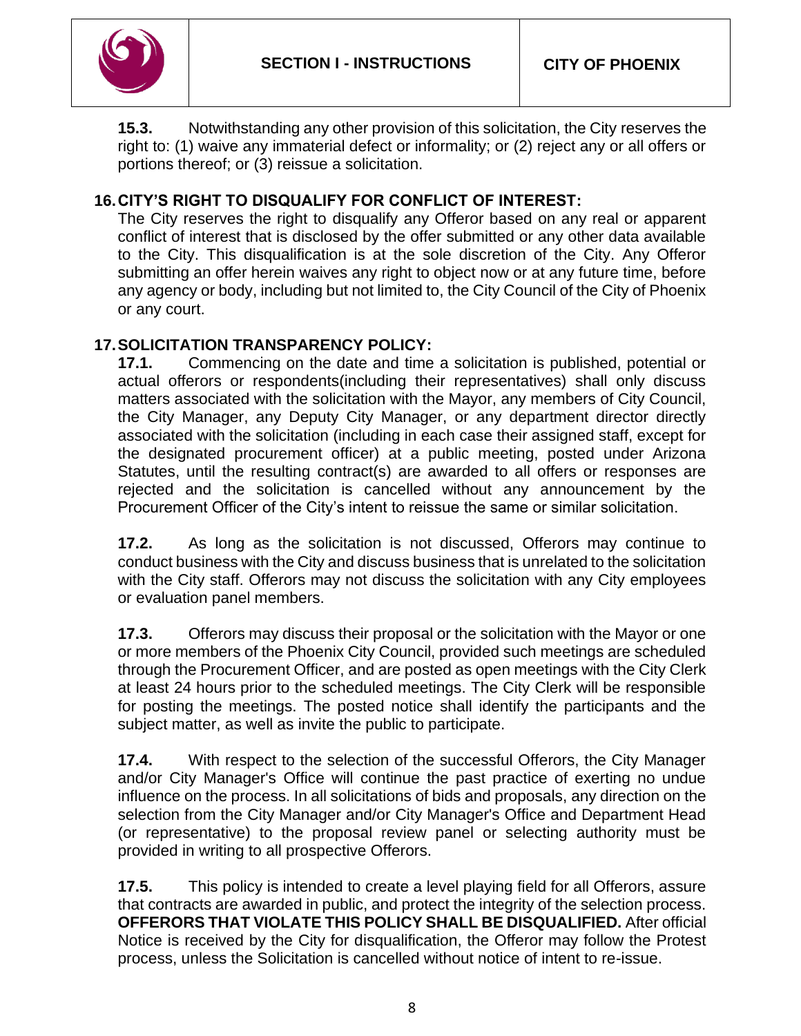**15.3.** Notwithstanding any other provision of this solicitation, the City reserves the right to: (1) waive any immaterial defect or informality; or (2) reject any or all offers or portions thereof; or (3) reissue a solicitation.

## 16. CITY'S RIGHT TO DISQUALIFY FOR CONFLICT OF INTEREST:

The City reserves the right to disqualify any Offeror based on any real or apparent conflict of interest that is disclosed by the offer submitted or any other data available to the City. This disqualification is at the sole discretion of the City. Any Offeror submitting an offer herein waives any right to object now or at any future time, before any agency or body, including but not limited to, the City Council of the City of Phoenix or any court.

## 17. SOLICITATION TRANSPARENCY POLICY:

**17.1.** Commencing on the date and time a solicitation is published, potential or actual offerors or respondents(including their representatives) shall only discuss matters associated with the solicitation with the Mayor, any members of City Council, the City Manager, any Deputy City Manager, or any department director directly associated with the solicitation (including in each case their assigned staff, except for the designated procurement officer) at a public meeting, posted under Arizona Statutes, until the resulting contract(s) are awarded to all offers or responses are rejected and the solicitation is cancelled without any announcement by the Procurement Officer of the City's intent to reissue the same or similar solicitation.

**17.2.** As long as the solicitation is not discussed, Offerors may continue to conduct business with the City and discuss business that is unrelated to the solicitation with the City staff. Offerors may not discuss the solicitation with any City employees or evaluation panel members.

**17.3.** Offerors may discuss their proposal or the solicitation with the Mayor or one or more members of the Phoenix City Council, provided such meetings are scheduled through the Procurement Officer, and are posted as open meetings with the City Clerk at least 24 hours prior to the scheduled meetings. The City Clerk will be responsible for posting the meetings. The posted notice shall identify the participants and the subject matter, as well as invite the public to participate.

**17.4.** With respect to the selection of the successful Offerors, the City Manager and/or City Manager's Office will continue the past practice of exerting no undue influence on the process. In all solicitations of bids and proposals, any direction on the selection from the City Manager and/or City Manager's Office and Department Head (or representative) to the proposal review panel or selecting authority must be provided in writing to all prospective Offerors.

**17.5.** This policy is intended to create a level playing field for all Offerors, assure that contracts are awarded in public, and protect the integrity of the selection process. **OFFERORS THAT VIOLATE THIS POLICY SHALL BE DISQUALIFIED.** After official Notice is received by the City for disqualification, the Offeror may follow the Protest process, unless the Solicitation is cancelled without notice of intent to re-issue.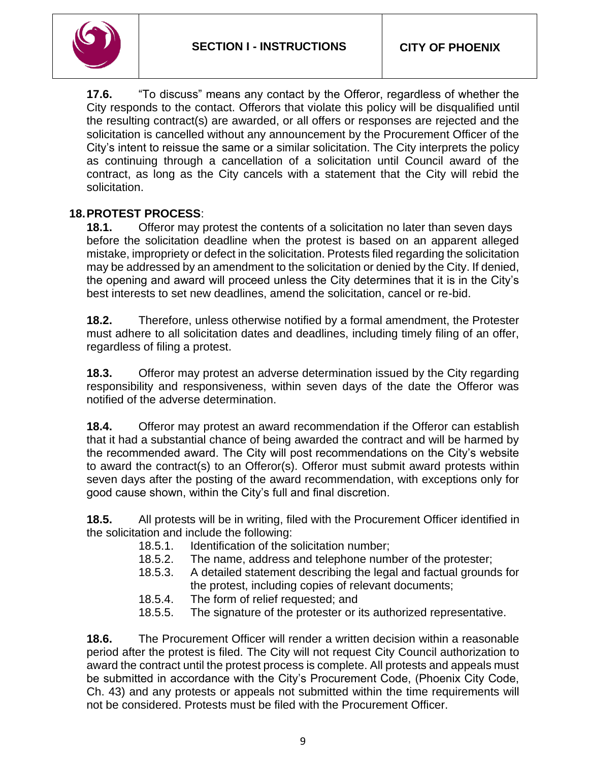**17.6.** "To discuss" means any contact by the Offeror, regardless of whether the City responds to the contact. Offerors that violate this policy will be disqualified until the resulting contract(s) are awarded, or all offers or responses are rejected and the solicitation is cancelled without any announcement by the Procurement Officer of the City's intent to reissue the same or a similar solicitation. The City interprets the policy as continuing through a cancellation of a solicitation until Council award of the contract, as long as the City cancels with a statement that the City will rebid the solicitation.

## 18. PROTEST PROCESS:

**18.1.** Offeror may protest the contents of a solicitation no later than seven days before the solicitation deadline when the protest is based on an apparent alleged mistake, impropriety or defect in the solicitation. Protests filed regarding the solicitation may be addressed by an amendment to the solicitation or denied by the City. If denied, the opening and award will proceed unless the City determines that it is in the City's best interests to set new deadlines, amend the solicitation, cancel or re-bid.

**18.2.** Therefore, unless otherwise notified by a formal amendment, the Protester must adhere to all solicitation dates and deadlines, including timely filing of an offer, regardless of filing a protest.

**18.3.** Offeror may protest an adverse determination issued by the City regarding responsibility and responsiveness, within seven days of the date the Offeror was notified of the adverse determination.

**18.4.** Offeror may protest an award recommendation if the Offeror can establish that it had a substantial chance of being awarded the contract and will be harmed by the recommended award. The City will post recommendations on the City's website to award the contract(s) to an Offeror(s). Offeror must submit award protests within seven days after the posting of the award recommendation, with exceptions only for good cause shown, within the City's full and final discretion.

**18.5.** All protests will be in writing, filed with the Procurement Officer identified in the solicitation and include the following:

- 18.5.1. Identification of the solicitation number;
- 18.5.2. The name, address and telephone number of the protester;
- 18.5.3. A detailed statement describing the legal and factual grounds for the protest, including copies of relevant documents;
- 18.5.4. The form of relief requested; and
- 18.5.5. The signature of the protester or its authorized representative.

**18.6.** The Procurement Officer will render a written decision within a reasonable period after the protest is filed. The City will not request City Council authorization to award the contract until the protest process is complete. All protests and appeals must be submitted in accordance with the City's Procurement Code, (Phoenix City Code, Ch. 43) and any protests or appeals not submitted within the time requirements will not be considered. Protests must be filed with the Procurement Officer.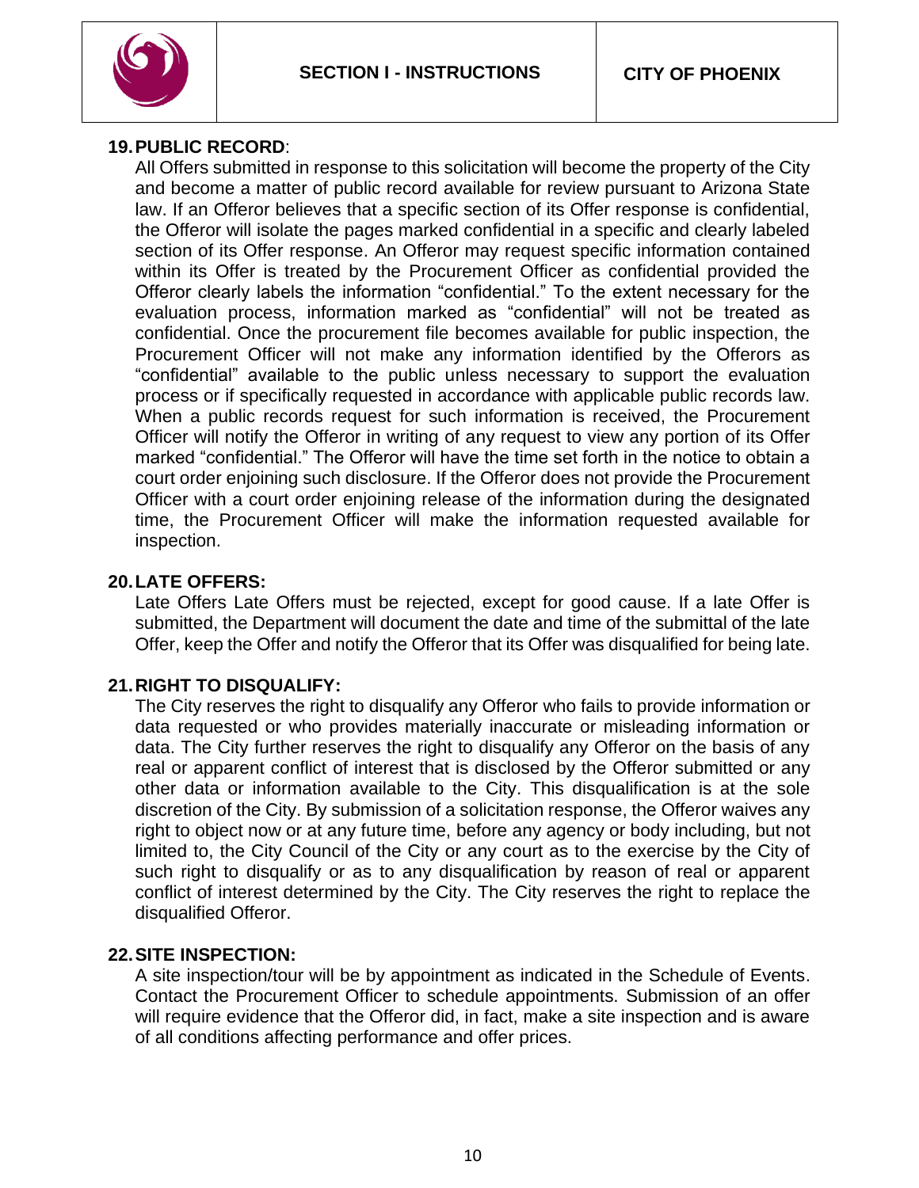**19. PUBLIC RECORD**:

All Offers submitted in response to this solicitation will become the property of the City and become a matter of public record available for review pursuant to Arizona State law. If an Offeror believes that a specific section of its Offer response is confidential, the Offeror will isolate the pages marked confidential in a specific and clearly labeled section of its Offer response. An Offeror may request specific information contained within its Offer is treated by the Procurement Officer as confidential provided the Offeror clearly labels the information "confidential." To the extent necessary for the evaluation process, information marked as "confidential" will not be treated as confidential. Once the procurement file becomes available for public inspection, the Procurement Officer will not make any information identified by the Offerors as "confidential" available to the public unless necessary to support the evaluation process or if specifically requested in accordance with applicable public records law. When a public records request for such information is received, the Procurement Officer will notify the Offeror in writing of any request to view any portion of its Offer marked "confidential." The Offeror will have the time set forth in the notice to obtain a court order enjoining such disclosure. If the Offeror does not provide the Procurement Officer with a court order enjoining release of the information during the designated time, the Procurement Officer will make the information requested available for inspection.

**20. LATE OFFERS:**

Late Offers Late Offers must be rejected, except for good cause. If a late Offer is submitted, the Department will document the date and time of the submittal of the late Offer, keep the Offer and notify the Offeror that its Offer was disqualified for being late.

**21. RIGHT TO DISQUALIFY:**

The City reserves the right to disqualify any Offeror who fails to provide information or data requested or who provides materially inaccurate or misleading information or data. The City further reserves the right to disqualify any Offeror on the basis of any real or apparent conflict of interest that is disclosed by the Offeror submitted or any other data or information available to the City. This disqualification is at the sole discretion of the City. By submission of a solicitation response, the Offeror waives any right to object now or at any future time, before any agency or body including, but not limited to, the City Council of the City or any court as to the exercise by the City of such right to disqualify or as to any disqualification by reason of real or apparent conflict of interest determined by the City. The City reserves the right to replace the disqualified Offeror.

**22. SITE INSPECTION:**

A site inspection/tour will be by appointment as indicated in the Schedule of Events. Contact the Procurement Officer to schedule appointments. Submission of an offer will require evidence that the Offeror did, in fact, make a site inspection and is aware of all conditions affecting performance and offer prices.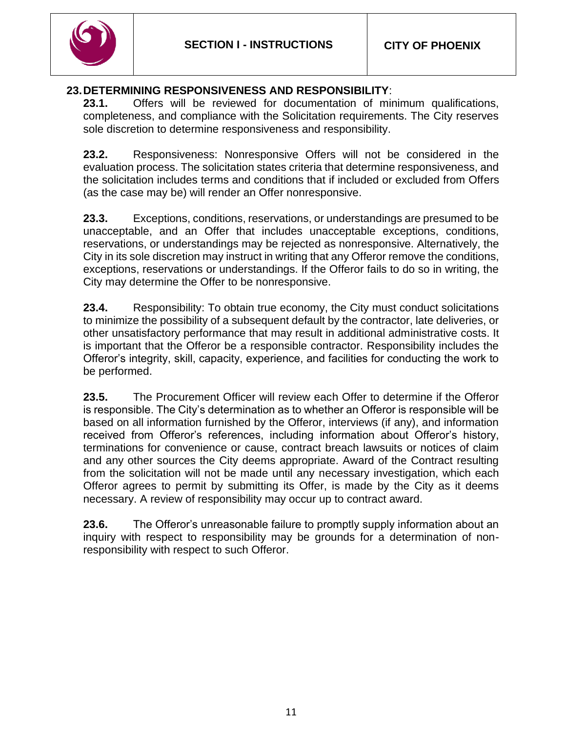## 23. DETERMINING RESPONSIVENESS AND RESPONSIBILITY:

**23.1.** Offers will be reviewed for documentation of minimum qualifications, completeness, and compliance with the Solicitation requirements. The City reserves sole discretion to determine responsiveness and responsibility.

**23.2.** Responsiveness: Nonresponsive Offers will not be considered in the evaluation process. The solicitation states criteria that determine responsiveness, and the solicitation includes terms and conditions that if included or excluded from Offers (as the case may be) will render an Offer nonresponsive.

**23.3.** Exceptions, conditions, reservations, or understandings are presumed to be unacceptable, and an Offer that includes unacceptable exceptions, conditions, reservations, or understandings may be rejected as nonresponsive. Alternatively, the City in its sole discretion may instruct in writing that any Offeror remove the conditions, exceptions, reservations or understandings. If the Offeror fails to do so in writing, the City may determine the Offer to be nonresponsive.

**23.4.** Responsibility: To obtain true economy, the City must conduct solicitations to minimize the possibility of a subsequent default by the contractor, late deliveries, or other unsatisfactory performance that may result in additional administrative costs. It is important that the Offeror be a responsible contractor. Responsibility includes the Offeror's integrity, skill, capacity, experience, and facilities for conducting the work to be performed.

**23.5.** The Procurement Officer will review each Offer to determine if the Offeror is responsible. The City's determination as to whether an Offeror is responsible will be based on all information furnished by the Offeror, interviews (if any), and information received from Offeror's references, including information about Offeror's history, terminations for convenience or cause, contract breach lawsuits or notices of claim and any other sources the City deems appropriate. Award of the Contract resulting from the solicitation will not be made until any necessary investigation, which each Offeror agrees to permit by submitting its Offer, is made by the City as it deems necessary. A review of responsibility may occur up to contract award.

**23.6.** The Offeror's unreasonable failure to promptly supply information about an inquiry with respect to responsibility may be grounds for a determination of non-responsibility with respect to such Offeror.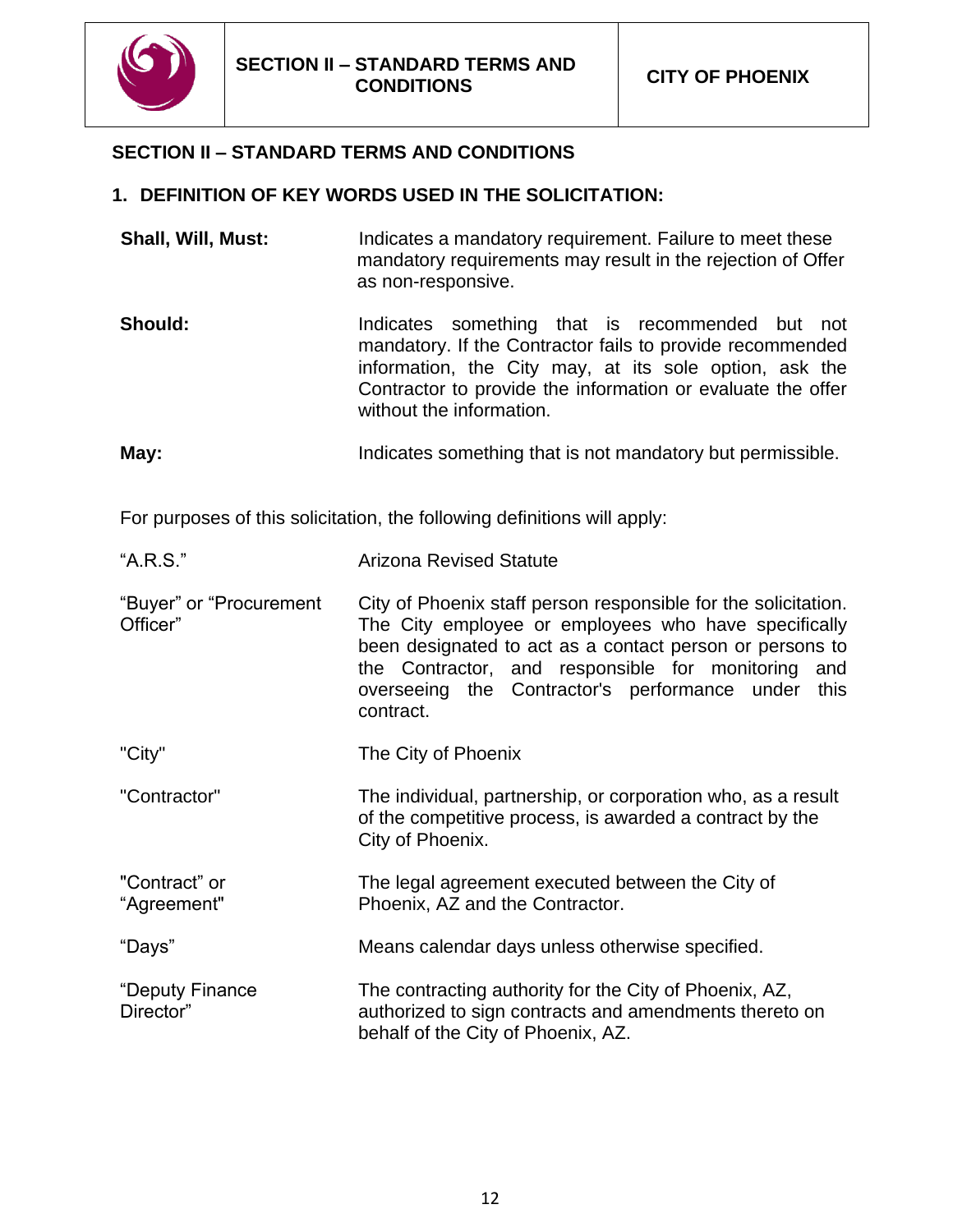## SECTION II – STANDARD TERMS AND CONDITIONS

### 1. DEFINITION OF KEY WORDS USED IN THE SOLICITATION:

| | |
|---|---|
| **Shall, Will, Must:** | Indicates a mandatory requirement. Failure to meet these mandatory requirements may result in the rejection of Offer as non-responsive. |
| **Should:** | Indicates something that is recommended but not mandatory. If the Contractor fails to provide recommended information, the City may, at its sole option, ask the Contractor to provide the information or evaluate the offer without the information. |
| **May:** | Indicates something that is not mandatory but permissible. |

For purposes of this solicitation, the following definitions will apply:

| | |
|---|---|
| "A.R.S." | Arizona Revised Statute |
| "Buyer" or "Procurement Officer" | City of Phoenix staff person responsible for the solicitation. The City employee or employees who have specifically been designated to act as a contact person or persons to the Contractor, and responsible for monitoring and overseeing the Contractor's performance under this contract. |
| "City" | The City of Phoenix |
| "Contractor" | The individual, partnership, or corporation who, as a result of the competitive process, is awarded a contract by the City of Phoenix. |
| "Contract" or "Agreement" | The legal agreement executed between the City of Phoenix, AZ and the Contractor. |
| "Days" | Means calendar days unless otherwise specified. |
| "Deputy Finance Director" | The contracting authority for the City of Phoenix, AZ, authorized to sign contracts and amendments thereto on behalf of the City of Phoenix, AZ. |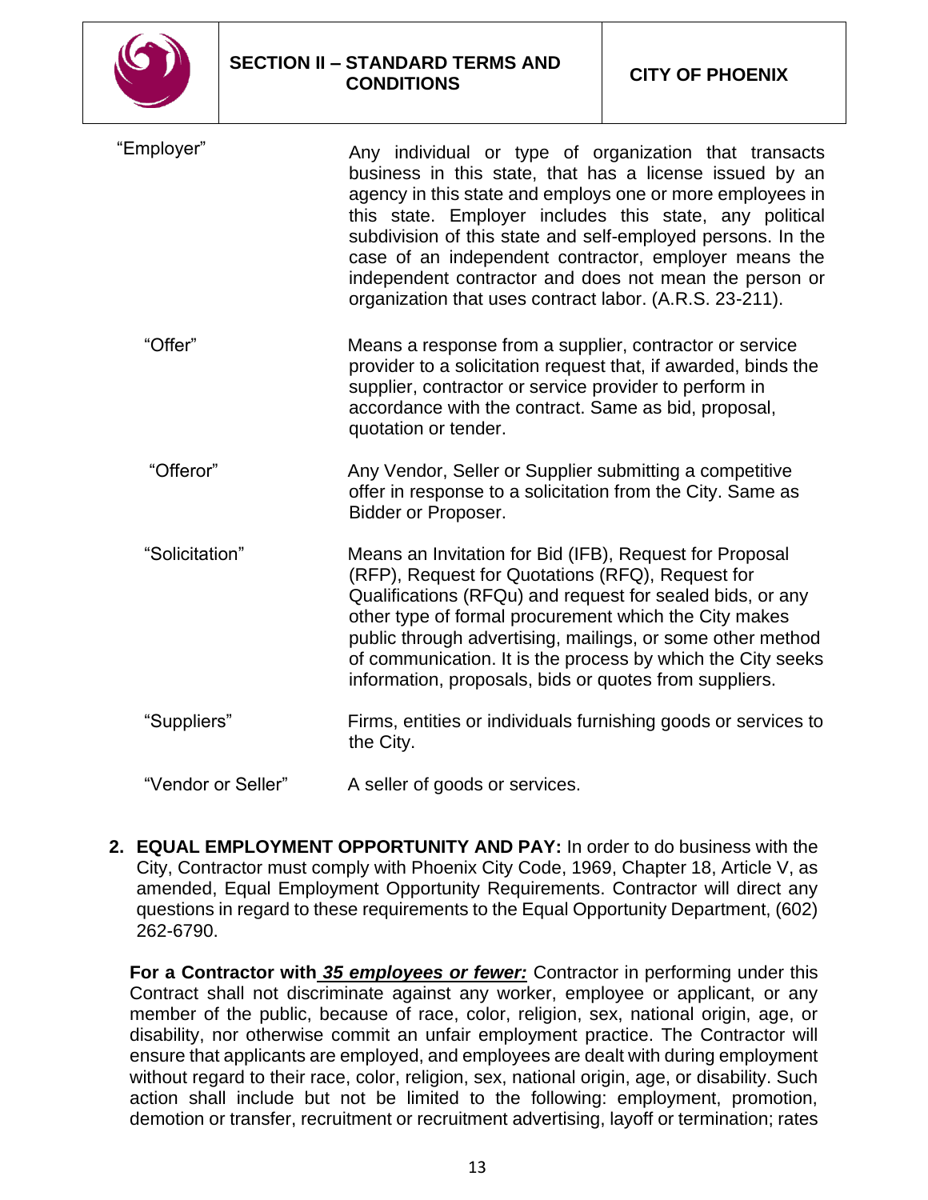| | |
|---|---|
| "Employer" | Any individual or type of organization that transacts business in this state, that has a license issued by an agency in this state and employs one or more employees in this state. Employer includes this state, any political subdivision of this state and self-employed persons. In the case of an independent contractor, employer means the independent contractor and does not mean the person or organization that uses contract labor. (A.R.S. 23-211). |
| "Offer" | Means a response from a supplier, contractor or service provider to a solicitation request that, if awarded, binds the supplier, contractor or service provider to perform in accordance with the contract. Same as bid, proposal, quotation or tender. |
| "Offeror" | Any Vendor, Seller or Supplier submitting a competitive offer in response to a solicitation from the City. Same as Bidder or Proposer. |
| "Solicitation" | Means an Invitation for Bid (IFB), Request for Proposal (RFP), Request for Quotations (RFQ), Request for Qualifications (RFQu) and request for sealed bids, or any other type of formal procurement which the City makes public through advertising, mailings, or some other method of communication. It is the process by which the City seeks information, proposals, bids or quotes from suppliers. |
| "Suppliers" | Firms, entities or individuals furnishing goods or services to the City. |
| "Vendor or Seller" | A seller of goods or services. |

2. **EQUAL EMPLOYMENT OPPORTUNITY AND PAY:** In order to do business with the City, Contractor must comply with Phoenix City Code, 1969, Chapter 18, Article V, as amended, Equal Employment Opportunity Requirements. Contractor will direct any questions in regard to these requirements to the Equal Opportunity Department, (602) 262-6790.

**For a Contractor with *35 employees or fewer:*** Contractor in performing under this Contract shall not discriminate against any worker, employee or applicant, or any member of the public, because of race, color, religion, sex, national origin, age, or disability, nor otherwise commit an unfair employment practice. The Contractor will ensure that applicants are employed, and employees are dealt with during employment without regard to their race, color, religion, sex, national origin, age, or disability. Such action shall include but not be limited to the following: employment, promotion, demotion or transfer, recruitment or recruitment advertising, layoff or termination; rates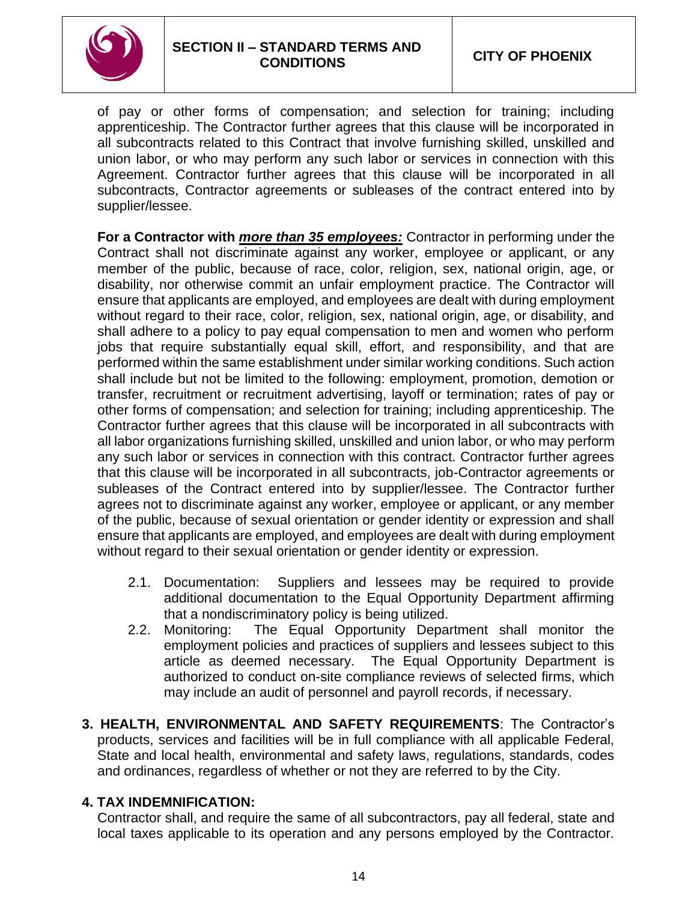of pay or other forms of compensation; and selection for training; including apprenticeship. The Contractor further agrees that this clause will be incorporated in all subcontracts related to this Contract that involve furnishing skilled, unskilled and union labor, or who may perform any such labor or services in connection with this Agreement. Contractor further agrees that this clause will be incorporated in all subcontracts, Contractor agreements or subleases of the contract entered into by supplier/lessee.

**For a Contractor with *more than 35 employees:*** Contractor in performing under the Contract shall not discriminate against any worker, employee or applicant, or any member of the public, because of race, color, religion, sex, national origin, age, or disability, nor otherwise commit an unfair employment practice. The Contractor will ensure that applicants are employed, and employees are dealt with during employment without regard to their race, color, religion, sex, national origin, age, or disability, and shall adhere to a policy to pay equal compensation to men and women who perform jobs that require substantially equal skill, effort, and responsibility, and that are performed within the same establishment under similar working conditions. Such action shall include but not be limited to the following: employment, promotion, demotion or transfer, recruitment or recruitment advertising, layoff or termination; rates of pay or other forms of compensation; and selection for training; including apprenticeship. The Contractor further agrees that this clause will be incorporated in all subcontracts with all labor organizations furnishing skilled, unskilled and union labor, or who may perform any such labor or services in connection with this contract. Contractor further agrees that this clause will be incorporated in all subcontracts, job-Contractor agreements or subleases of the Contract entered into by supplier/lessee. The Contractor further agrees not to discriminate against any worker, employee or applicant, or any member of the public, because of sexual orientation or gender identity or expression and shall ensure that applicants are employed, and employees are dealt with during employment without regard to their sexual orientation or gender identity or expression.

2.1. Documentation: Suppliers and lessees may be required to provide additional documentation to the Equal Opportunity Department affirming that a nondiscriminatory policy is being utilized.

2.2. Monitoring: The Equal Opportunity Department shall monitor the employment policies and practices of suppliers and lessees subject to this article as deemed necessary. The Equal Opportunity Department is authorized to conduct on-site compliance reviews of selected firms, which may include an audit of personnel and payroll records, if necessary.

**3. HEALTH, ENVIRONMENTAL AND SAFETY REQUIREMENTS**: The Contractor's products, services and facilities will be in full compliance with all applicable Federal, State and local health, environmental and safety laws, regulations, standards, codes and ordinances, regardless of whether or not they are referred to by the City.

**4. TAX INDEMNIFICATION:**

Contractor shall, and require the same of all subcontractors, pay all federal, state and local taxes applicable to its operation and any persons employed by the Contractor.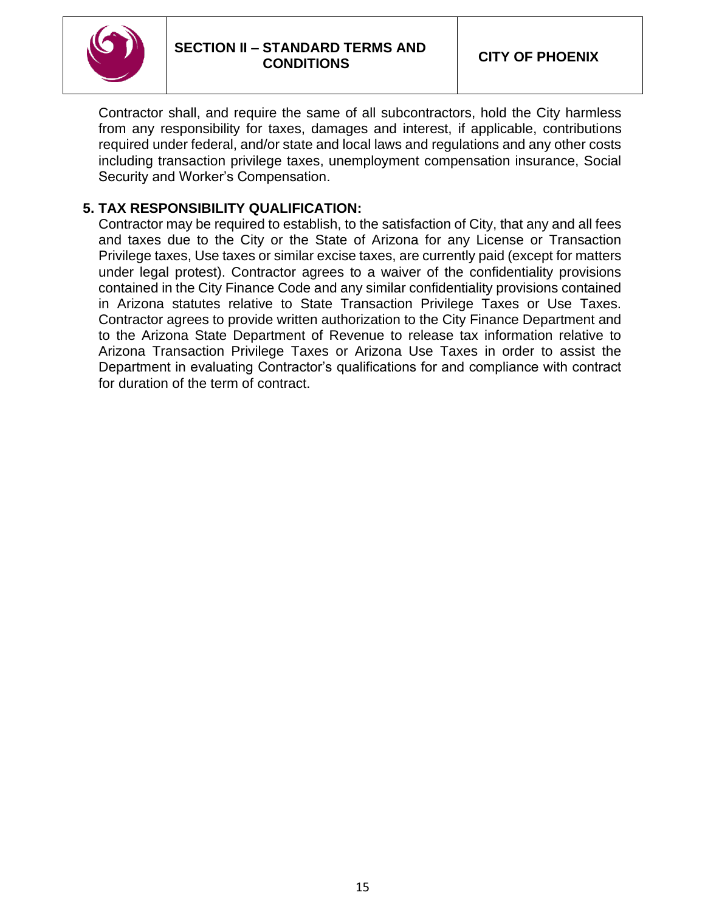Contractor shall, and require the same of all subcontractors, hold the City harmless from any responsibility for taxes, damages and interest, if applicable, contributions required under federal, and/or state and local laws and regulations and any other costs including transaction privilege taxes, unemployment compensation insurance, Social Security and Worker's Compensation.

**5. TAX RESPONSIBILITY QUALIFICATION:**

Contractor may be required to establish, to the satisfaction of City, that any and all fees and taxes due to the City or the State of Arizona for any License or Transaction Privilege taxes, Use taxes or similar excise taxes, are currently paid (except for matters under legal protest). Contractor agrees to a waiver of the confidentiality provisions contained in the City Finance Code and any similar confidentiality provisions contained in Arizona statutes relative to State Transaction Privilege Taxes or Use Taxes. Contractor agrees to provide written authorization to the City Finance Department and to the Arizona State Department of Revenue to release tax information relative to Arizona Transaction Privilege Taxes or Arizona Use Taxes in order to assist the Department in evaluating Contractor's qualifications for and compliance with contract for duration of the term of contract.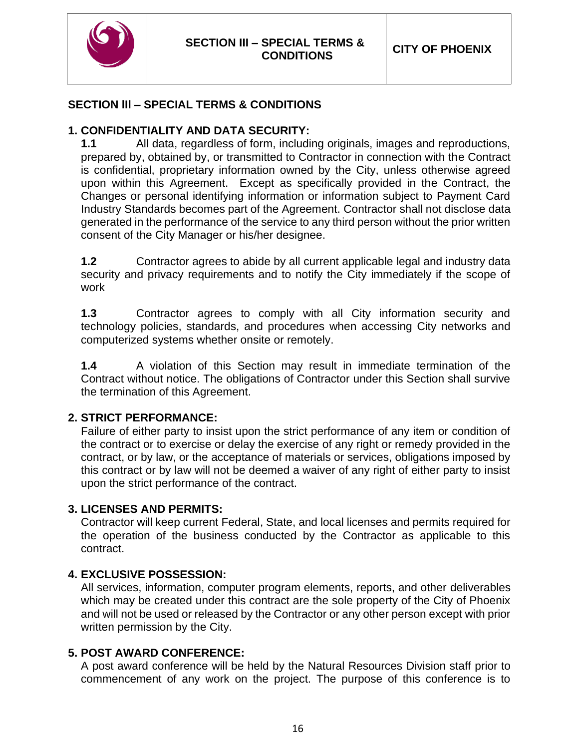## SECTION III – SPECIAL TERMS & CONDITIONS

### 1. CONFIDENTIALITY AND DATA SECURITY:

**1.1** All data, regardless of form, including originals, images and reproductions, prepared by, obtained by, or transmitted to Contractor in connection with the Contract is confidential, proprietary information owned by the City, unless otherwise agreed upon within this Agreement. Except as specifically provided in the Contract, the Changes or personal identifying information or information subject to Payment Card Industry Standards becomes part of the Agreement. Contractor shall not disclose data generated in the performance of the service to any third person without the prior written consent of the City Manager or his/her designee.

**1.2** Contractor agrees to abide by all current applicable legal and industry data security and privacy requirements and to notify the City immediately if the scope of work

**1.3** Contractor agrees to comply with all City information security and technology policies, standards, and procedures when accessing City networks and computerized systems whether onsite or remotely.

**1.4** A violation of this Section may result in immediate termination of the Contract without notice. The obligations of Contractor under this Section shall survive the termination of this Agreement.

### 2. STRICT PERFORMANCE:

Failure of either party to insist upon the strict performance of any item or condition of the contract or to exercise or delay the exercise of any right or remedy provided in the contract, or by law, or the acceptance of materials or services, obligations imposed by this contract or by law will not be deemed a waiver of any right of either party to insist upon the strict performance of the contract.

### 3. LICENSES AND PERMITS:

Contractor will keep current Federal, State, and local licenses and permits required for the operation of the business conducted by the Contractor as applicable to this contract.

### 4. EXCLUSIVE POSSESSION:

All services, information, computer program elements, reports, and other deliverables which may be created under this contract are the sole property of the City of Phoenix and will not be used or released by the Contractor or any other person except with prior written permission by the City.

### 5. POST AWARD CONFERENCE:

A post award conference will be held by the Natural Resources Division staff prior to commencement of any work on the project. The purpose of this conference is to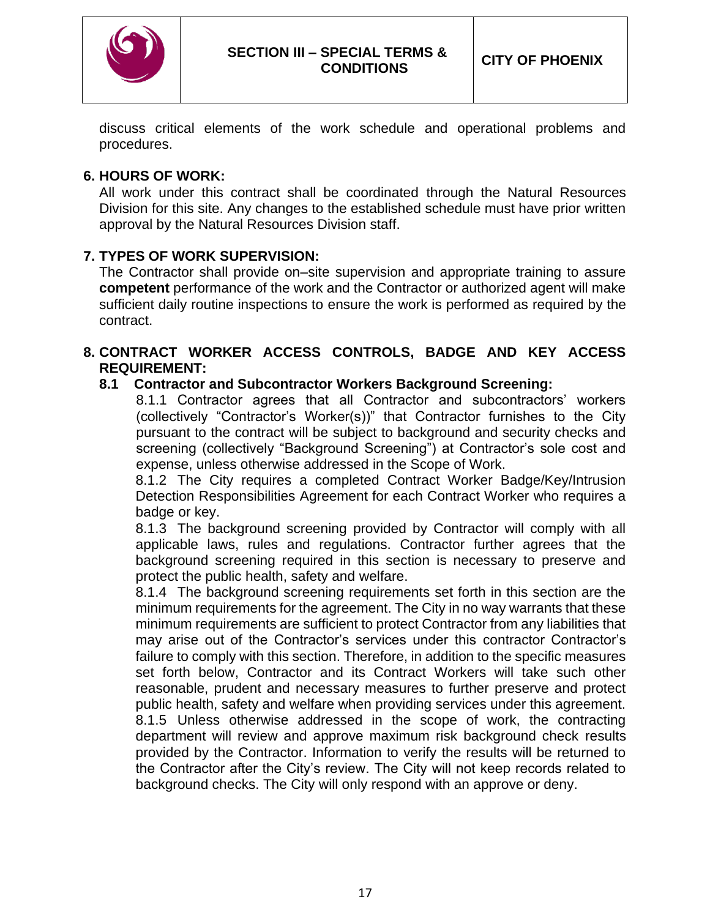discuss critical elements of the work schedule and operational problems and procedures.

**6. HOURS OF WORK:**

All work under this contract shall be coordinated through the Natural Resources Division for this site. Any changes to the established schedule must have prior written approval by the Natural Resources Division staff.

**7. TYPES OF WORK SUPERVISION:**

The Contractor shall provide on–site supervision and appropriate training to assure **competent** performance of the work and the Contractor or authorized agent will make sufficient daily routine inspections to ensure the work is performed as required by the contract.

**8. CONTRACT WORKER ACCESS CONTROLS, BADGE AND KEY ACCESS REQUIREMENT:**

**8.1 Contractor and Subcontractor Workers Background Screening:**

8.1.1 Contractor agrees that all Contractor and subcontractors' workers (collectively "Contractor's Worker(s))" that Contractor furnishes to the City pursuant to the contract will be subject to background and security checks and screening (collectively "Background Screening") at Contractor's sole cost and expense, unless otherwise addressed in the Scope of Work.

8.1.2 The City requires a completed Contract Worker Badge/Key/Intrusion Detection Responsibilities Agreement for each Contract Worker who requires a badge or key.

8.1.3 The background screening provided by Contractor will comply with all applicable laws, rules and regulations. Contractor further agrees that the background screening required in this section is necessary to preserve and protect the public health, safety and welfare.

8.1.4 The background screening requirements set forth in this section are the minimum requirements for the agreement. The City in no way warrants that these minimum requirements are sufficient to protect Contractor from any liabilities that may arise out of the Contractor's services under this contractor Contractor's failure to comply with this section. Therefore, in addition to the specific measures set forth below, Contractor and its Contract Workers will take such other reasonable, prudent and necessary measures to further preserve and protect public health, safety and welfare when providing services under this agreement.

8.1.5 Unless otherwise addressed in the scope of work, the contracting department will review and approve maximum risk background check results provided by the Contractor. Information to verify the results will be returned to the Contractor after the City's review. The City will not keep records related to background checks. The City will only respond with an approve or deny.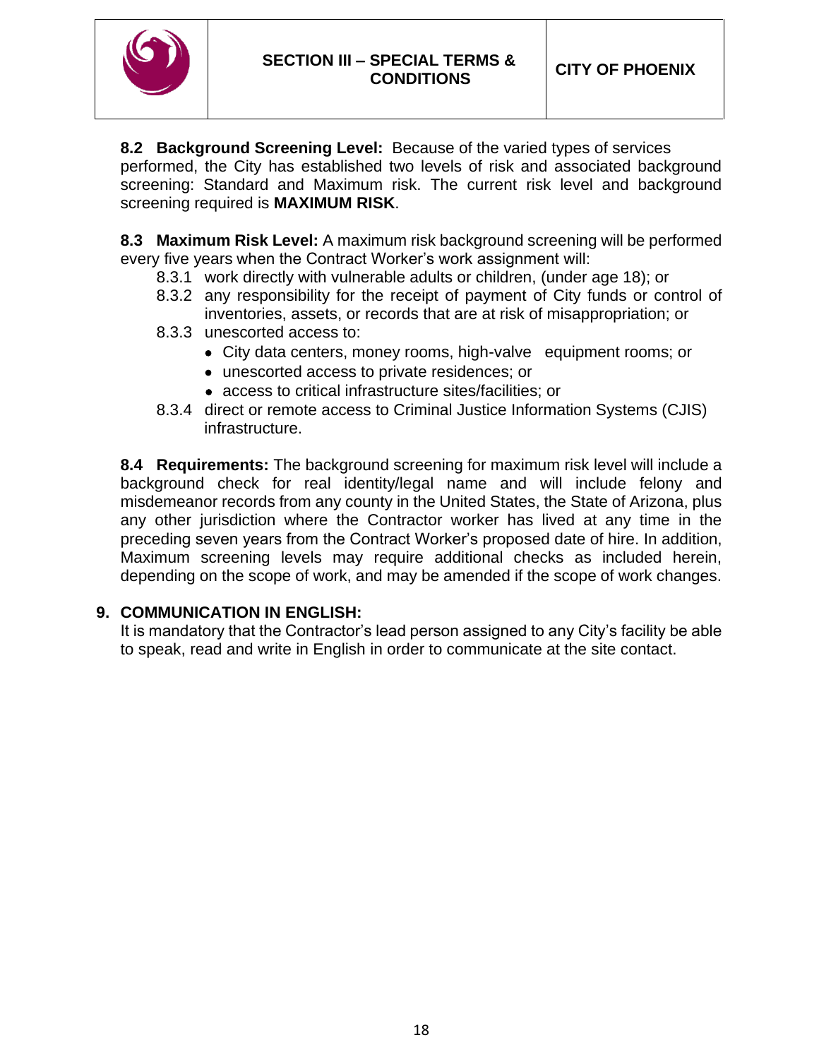**8.2 Background Screening Level:** Because of the varied types of services performed, the City has established two levels of risk and associated background screening: Standard and Maximum risk. The current risk level and background screening required is **MAXIMUM RISK**.

**8.3 Maximum Risk Level:** A maximum risk background screening will be performed every five years when the Contract Worker's work assignment will:

- 8.3.1 work directly with vulnerable adults or children, (under age 18); or
- 8.3.2 any responsibility for the receipt of payment of City funds or control of inventories, assets, or records that are at risk of misappropriation; or
- 8.3.3 unescorted access to:
  - City data centers, money rooms, high-valve equipment rooms; or
  - unescorted access to private residences; or
  - access to critical infrastructure sites/facilities; or
- 8.3.4 direct or remote access to Criminal Justice Information Systems (CJIS) infrastructure.

**8.4 Requirements:** The background screening for maximum risk level will include a background check for real identity/legal name and will include felony and misdemeanor records from any county in the United States, the State of Arizona, plus any other jurisdiction where the Contractor worker has lived at any time in the preceding seven years from the Contract Worker's proposed date of hire. In addition, Maximum screening levels may require additional checks as included herein, depending on the scope of work, and may be amended if the scope of work changes.

## 9. COMMUNICATION IN ENGLISH:

It is mandatory that the Contractor's lead person assigned to any City's facility be able to speak, read and write in English in order to communicate at the site contact.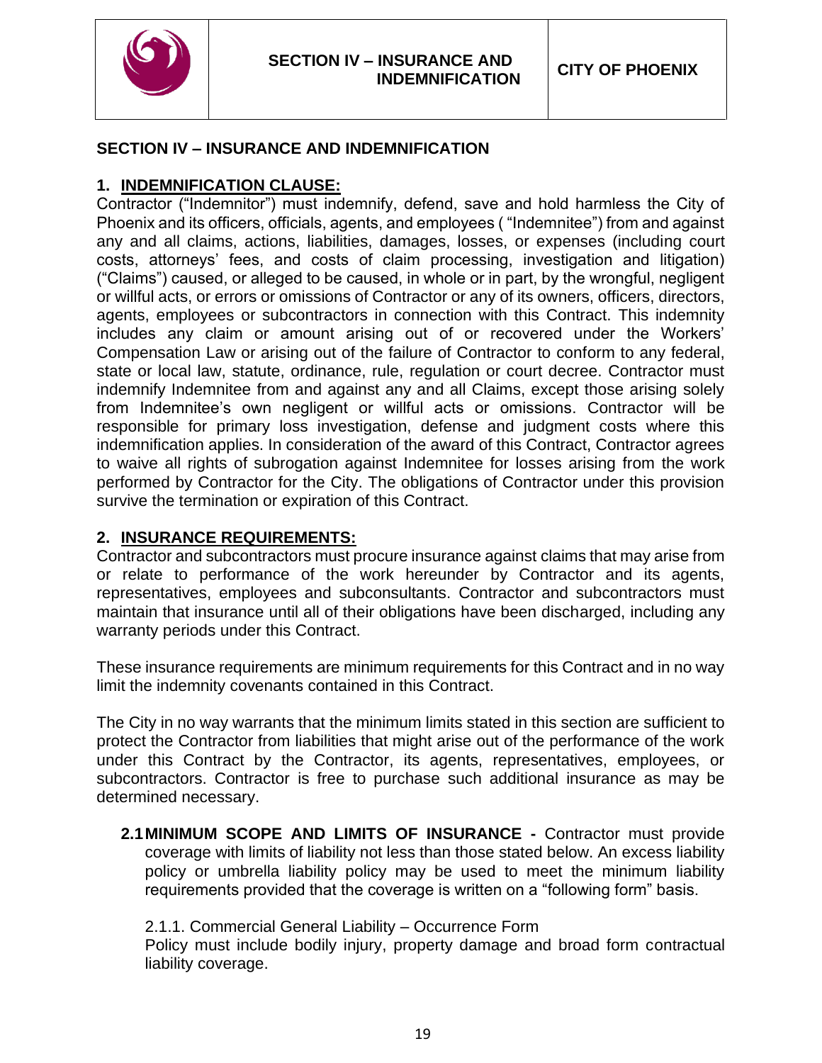## SECTION IV – INSURANCE AND INDEMNIFICATION

### 1. INDEMNIFICATION CLAUSE:

Contractor ("Indemnitor") must indemnify, defend, save and hold harmless the City of Phoenix and its officers, officials, agents, and employees ( "Indemnitee") from and against any and all claims, actions, liabilities, damages, losses, or expenses (including court costs, attorneys' fees, and costs of claim processing, investigation and litigation) ("Claims") caused, or alleged to be caused, in whole or in part, by the wrongful, negligent or willful acts, or errors or omissions of Contractor or any of its owners, officers, directors, agents, employees or subcontractors in connection with this Contract. This indemnity includes any claim or amount arising out of or recovered under the Workers' Compensation Law or arising out of the failure of Contractor to conform to any federal, state or local law, statute, ordinance, rule, regulation or court decree. Contractor must indemnify Indemnitee from and against any and all Claims, except those arising solely from Indemnitee's own negligent or willful acts or omissions. Contractor will be responsible for primary loss investigation, defense and judgment costs where this indemnification applies. In consideration of the award of this Contract, Contractor agrees to waive all rights of subrogation against Indemnitee for losses arising from the work performed by Contractor for the City. The obligations of Contractor under this provision survive the termination or expiration of this Contract.

### 2. INSURANCE REQUIREMENTS:

Contractor and subcontractors must procure insurance against claims that may arise from or relate to performance of the work hereunder by Contractor and its agents, representatives, employees and subconsultants. Contractor and subcontractors must maintain that insurance until all of their obligations have been discharged, including any warranty periods under this Contract.

These insurance requirements are minimum requirements for this Contract and in no way limit the indemnity covenants contained in this Contract.

The City in no way warrants that the minimum limits stated in this section are sufficient to protect the Contractor from liabilities that might arise out of the performance of the work under this Contract by the Contractor, its agents, representatives, employees, or subcontractors. Contractor is free to purchase such additional insurance as may be determined necessary.

**2.1 MINIMUM SCOPE AND LIMITS OF INSURANCE -** Contractor must provide coverage with limits of liability not less than those stated below. An excess liability policy or umbrella liability policy may be used to meet the minimum liability requirements provided that the coverage is written on a "following form" basis.

2.1.1. Commercial General Liability – Occurrence Form
Policy must include bodily injury, property damage and broad form contractual liability coverage.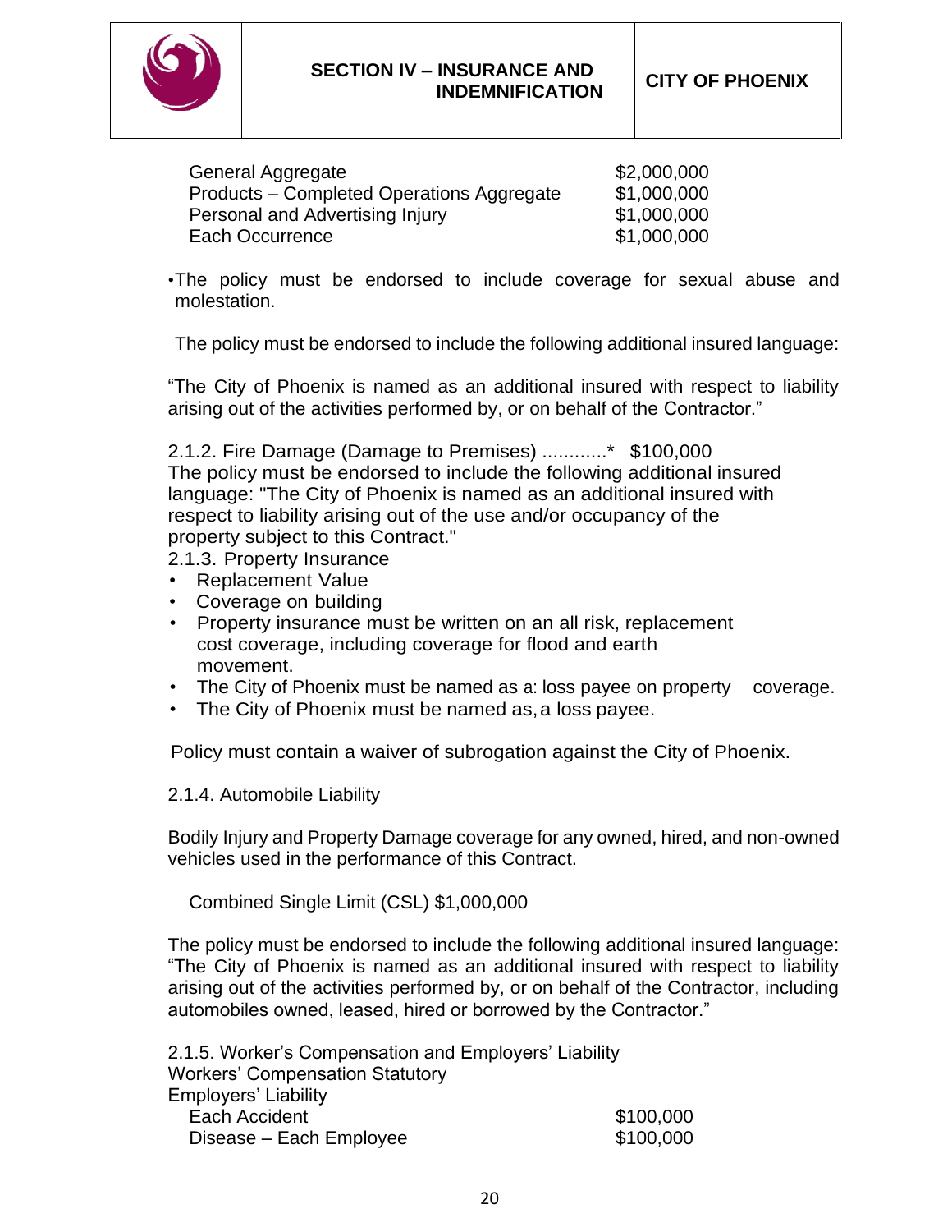| | |
|---|---|
| General Aggregate | $2,000,000 |
| Products – Completed Operations Aggregate | $1,000,000 |
| Personal and Advertising Injury | $1,000,000 |
| Each Occurrence | $1,000,000 |

- The policy must be endorsed to include coverage for sexual abuse and molestation.

The policy must be endorsed to include the following additional insured language:

"The City of Phoenix is named as an additional insured with respect to liability arising out of the activities performed by, or on behalf of the Contractor."

2.1.2. Fire Damage (Damage to Premises) ............* $100,000
The policy must be endorsed to include the following additional insured language: "The City of Phoenix is named as an additional insured with respect to liability arising out of the use and/or occupancy of the property subject to this Contract."

2.1.3. Property Insurance

- Replacement Value
- Coverage on building
- Property insurance must be written on an all risk, replacement cost coverage, including coverage for flood and earth movement.
- The City of Phoenix must be named as a loss payee on property coverage.
- The City of Phoenix must be named as, a loss payee.

Policy must contain a waiver of subrogation against the City of Phoenix.

2.1.4. Automobile Liability

Bodily Injury and Property Damage coverage for any owned, hired, and non-owned vehicles used in the performance of this Contract.

Combined Single Limit (CSL) $1,000,000

The policy must be endorsed to include the following additional insured language: "The City of Phoenix is named as an additional insured with respect to liability arising out of the activities performed by, or on behalf of the Contractor, including automobiles owned, leased, hired or borrowed by the Contractor."

2.1.5. Worker's Compensation and Employers' Liability
Workers' Compensation Statutory
Employers' Liability

| | |
|---|---|
| Each Accident | $100,000 |
| Disease – Each Employee | $100,000 |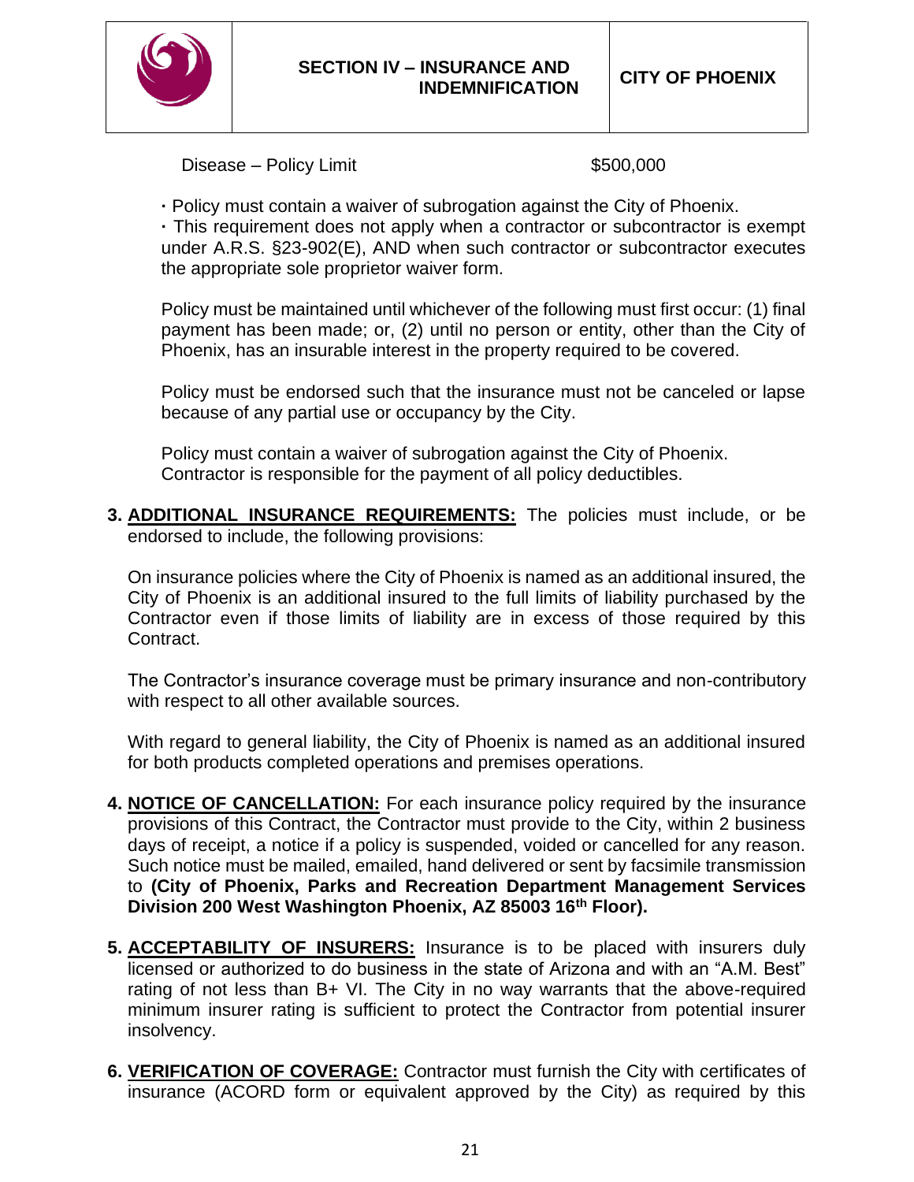| Disease – Policy Limit | $500,000 |
|---|---|

· Policy must contain a waiver of subrogation against the City of Phoenix.
· This requirement does not apply when a contractor or subcontractor is exempt under A.R.S. §23-902(E), AND when such contractor or subcontractor executes the appropriate sole proprietor waiver form.

Policy must be maintained until whichever of the following must first occur: (1) final payment has been made; or, (2) until no person or entity, other than the City of Phoenix, has an insurable interest in the property required to be covered.

Policy must be endorsed such that the insurance must not be canceled or lapse because of any partial use or occupancy by the City.

Policy must contain a waiver of subrogation against the City of Phoenix.
Contractor is responsible for the payment of all policy deductibles.

3. **ADDITIONAL INSURANCE REQUIREMENTS:** The policies must include, or be endorsed to include, the following provisions:

   On insurance policies where the City of Phoenix is named as an additional insured, the City of Phoenix is an additional insured to the full limits of liability purchased by the Contractor even if those limits of liability are in excess of those required by this Contract.

   The Contractor's insurance coverage must be primary insurance and non-contributory with respect to all other available sources.

   With regard to general liability, the City of Phoenix is named as an additional insured for both products completed operations and premises operations.

4. **NOTICE OF CANCELLATION:** For each insurance policy required by the insurance provisions of this Contract, the Contractor must provide to the City, within 2 business days of receipt, a notice if a policy is suspended, voided or cancelled for any reason. Such notice must be mailed, emailed, hand delivered or sent by facsimile transmission to **(City of Phoenix, Parks and Recreation Department Management Services Division 200 West Washington Phoenix, AZ 85003 16th Floor).**

5. **ACCEPTABILITY OF INSURERS:** Insurance is to be placed with insurers duly licensed or authorized to do business in the state of Arizona and with an "A.M. Best" rating of not less than B+ VI. The City in no way warrants that the above-required minimum insurer rating is sufficient to protect the Contractor from potential insurer insolvency.

6. **VERIFICATION OF COVERAGE:** Contractor must furnish the City with certificates of insurance (ACORD form or equivalent approved by the City) as required by this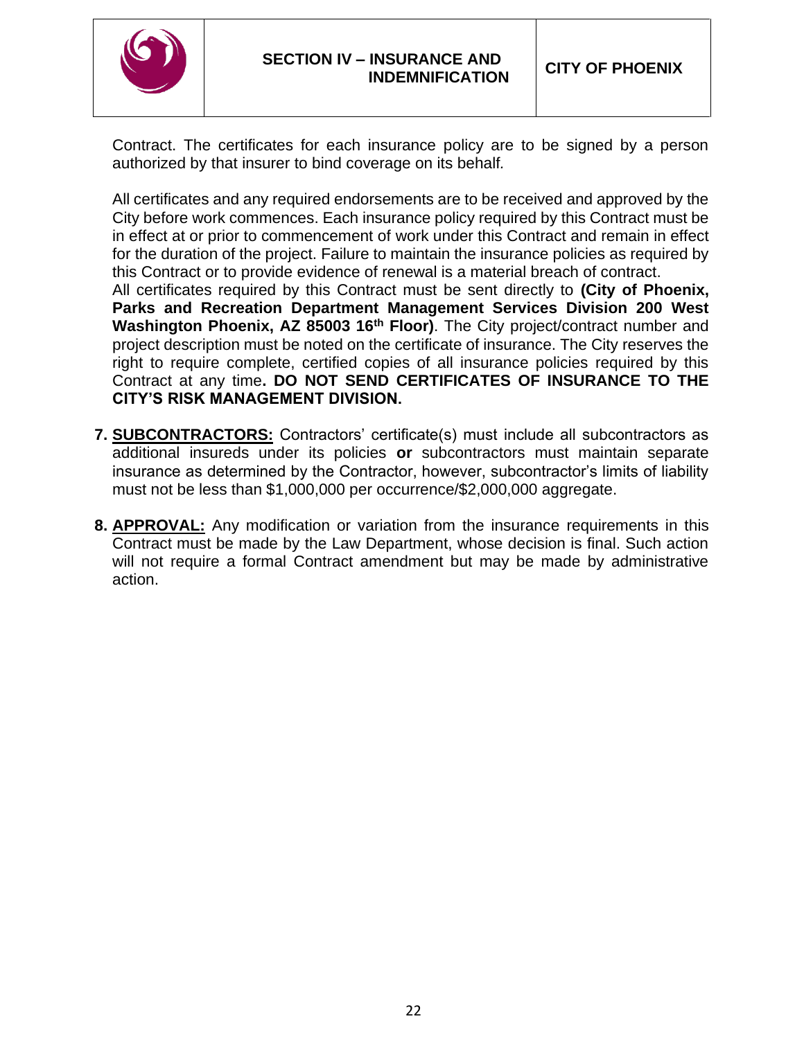Contract. The certificates for each insurance policy are to be signed by a person authorized by that insurer to bind coverage on its behalf.

All certificates and any required endorsements are to be received and approved by the City before work commences. Each insurance policy required by this Contract must be in effect at or prior to commencement of work under this Contract and remain in effect for the duration of the project. Failure to maintain the insurance policies as required by this Contract or to provide evidence of renewal is a material breach of contract.
All certificates required by this Contract must be sent directly to **(City of Phoenix, Parks and Recreation Department Management Services Division 200 West Washington Phoenix, AZ 85003 16th Floor)**. The City project/contract number and project description must be noted on the certificate of insurance. The City reserves the right to require complete, certified copies of all insurance policies required by this Contract at any time**. DO NOT SEND CERTIFICATES OF INSURANCE TO THE CITY'S RISK MANAGEMENT DIVISION.**

7. **SUBCONTRACTORS:** Contractors' certificate(s) must include all subcontractors as additional insureds under its policies **or** subcontractors must maintain separate insurance as determined by the Contractor, however, subcontractor's limits of liability must not be less than $1,000,000 per occurrence/$2,000,000 aggregate.

8. **APPROVAL:** Any modification or variation from the insurance requirements in this Contract must be made by the Law Department, whose decision is final. Such action will not require a formal Contract amendment but may be made by administrative action.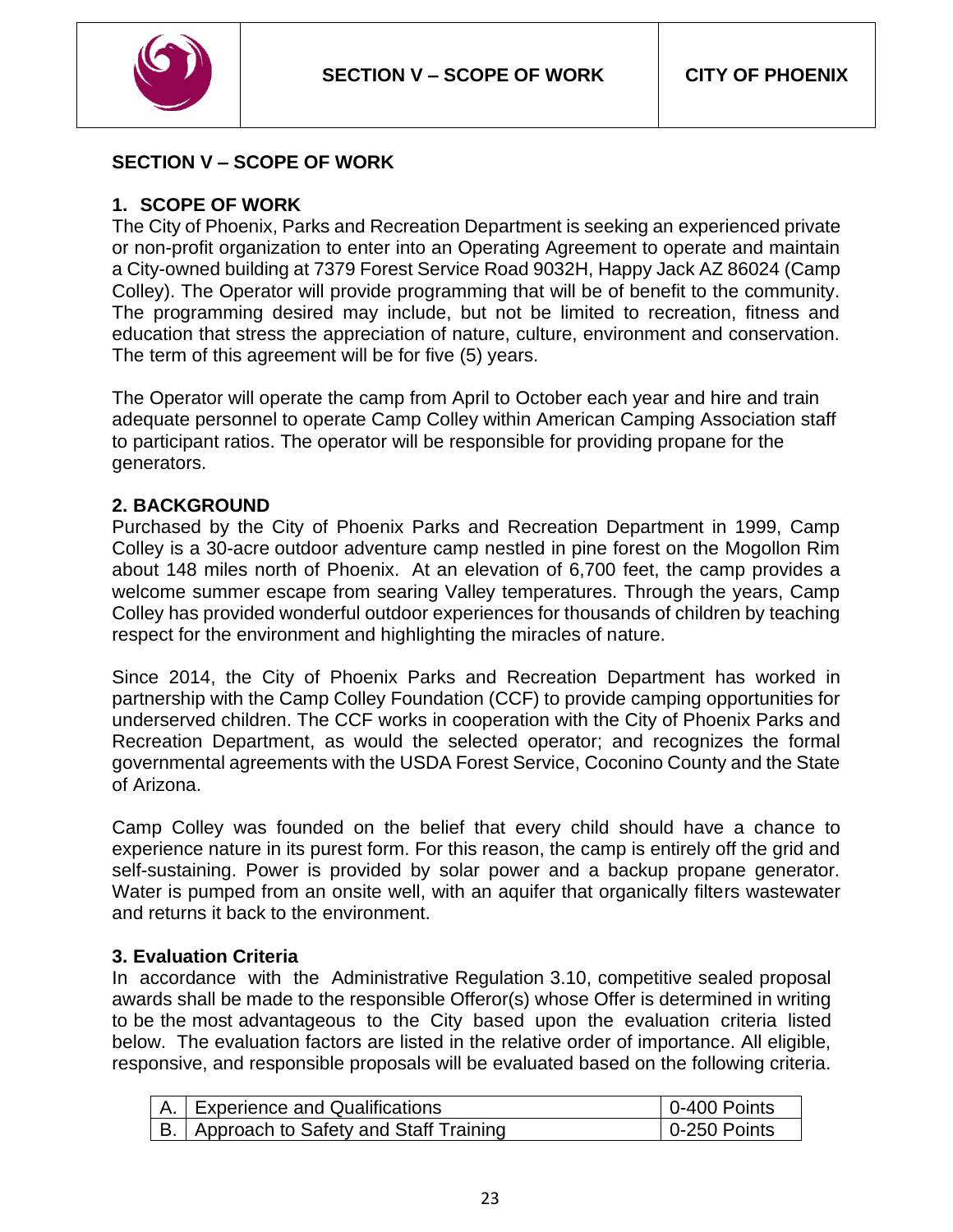## SECTION V – SCOPE OF WORK

### 1. SCOPE OF WORK

The City of Phoenix, Parks and Recreation Department is seeking an experienced private or non-profit organization to enter into an Operating Agreement to operate and maintain a City-owned building at 7379 Forest Service Road 9032H, Happy Jack AZ 86024 (Camp Colley). The Operator will provide programming that will be of benefit to the community. The programming desired may include, but not be limited to recreation, fitness and education that stress the appreciation of nature, culture, environment and conservation. The term of this agreement will be for five (5) years.

The Operator will operate the camp from April to October each year and hire and train adequate personnel to operate Camp Colley within American Camping Association staff to participant ratios. The operator will be responsible for providing propane for the generators.

### 2. BACKGROUND

Purchased by the City of Phoenix Parks and Recreation Department in 1999, Camp Colley is a 30-acre outdoor adventure camp nestled in pine forest on the Mogollon Rim about 148 miles north of Phoenix. At an elevation of 6,700 feet, the camp provides a welcome summer escape from searing Valley temperatures. Through the years, Camp Colley has provided wonderful outdoor experiences for thousands of children by teaching respect for the environment and highlighting the miracles of nature.

Since 2014, the City of Phoenix Parks and Recreation Department has worked in partnership with the Camp Colley Foundation (CCF) to provide camping opportunities for underserved children. The CCF works in cooperation with the City of Phoenix Parks and Recreation Department, as would the selected operator; and recognizes the formal governmental agreements with the USDA Forest Service, Coconino County and the State of Arizona.

Camp Colley was founded on the belief that every child should have a chance to experience nature in its purest form. For this reason, the camp is entirely off the grid and self-sustaining. Power is provided by solar power and a backup propane generator. Water is pumped from an onsite well, with an aquifer that organically filters wastewater and returns it back to the environment.

### 3. Evaluation Criteria

In accordance with the Administrative Regulation 3.10, competitive sealed proposal awards shall be made to the responsible Offeror(s) whose Offer is determined in writing to be the most advantageous to the City based upon the evaluation criteria listed below. The evaluation factors are listed in the relative order of importance. All eligible, responsive, and responsible proposals will be evaluated based on the following criteria.

| | | |
|---|---|---|
| A. | Experience and Qualifications | 0-400 Points |
| B. | Approach to Safety and Staff Training | 0-250 Points |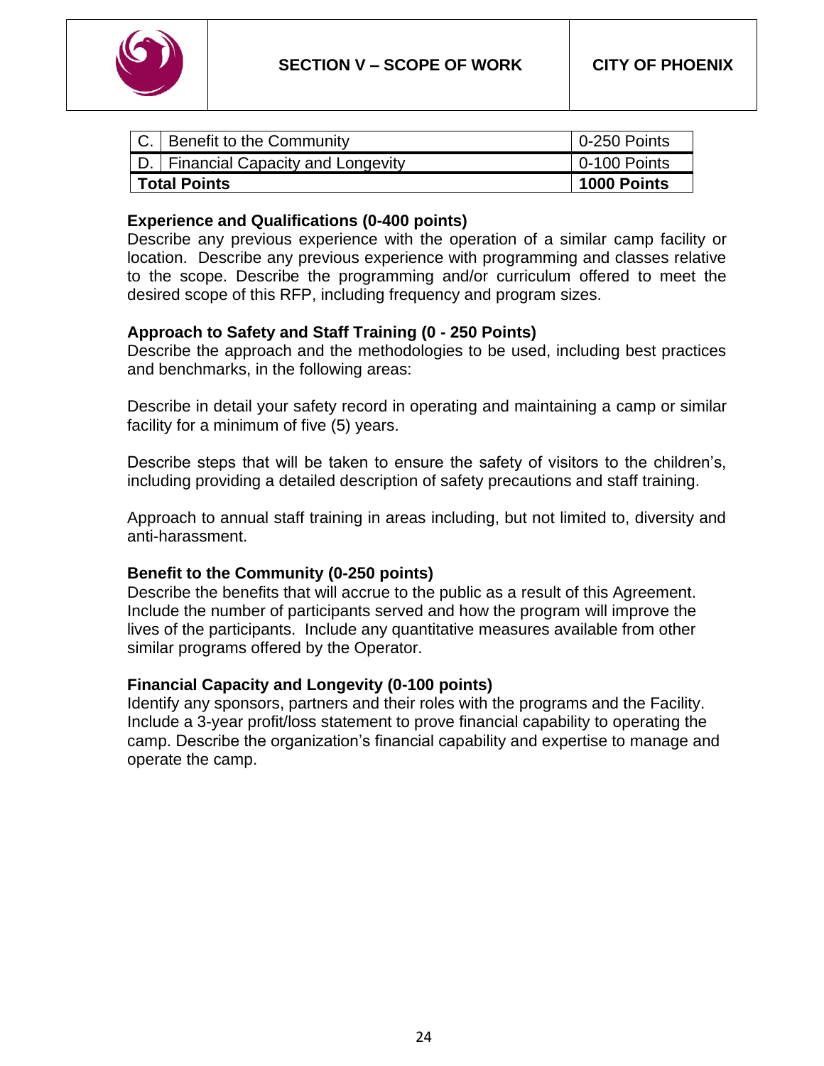| | | |
|---|---|---|
| C. | Benefit to the Community | 0-250 Points |
| D. | Financial Capacity and Longevity | 0-100 Points |
| **Total Points** | | **1000 Points** |

**Experience and Qualifications (0-400 points)**
Describe any previous experience with the operation of a similar camp facility or location. Describe any previous experience with programming and classes relative to the scope. Describe the programming and/or curriculum offered to meet the desired scope of this RFP, including frequency and program sizes.

**Approach to Safety and Staff Training (0 - 250 Points)**
Describe the approach and the methodologies to be used, including best practices and benchmarks, in the following areas:

Describe in detail your safety record in operating and maintaining a camp or similar facility for a minimum of five (5) years.

Describe steps that will be taken to ensure the safety of visitors to the children's, including providing a detailed description of safety precautions and staff training.

Approach to annual staff training in areas including, but not limited to, diversity and anti-harassment.

**Benefit to the Community (0-250 points)**
Describe the benefits that will accrue to the public as a result of this Agreement. Include the number of participants served and how the program will improve the lives of the participants. Include any quantitative measures available from other similar programs offered by the Operator.

**Financial Capacity and Longevity (0-100 points)**
Identify any sponsors, partners and their roles with the programs and the Facility. Include a 3-year profit/loss statement to prove financial capability to operating the camp. Describe the organization's financial capability and expertise to manage and operate the camp.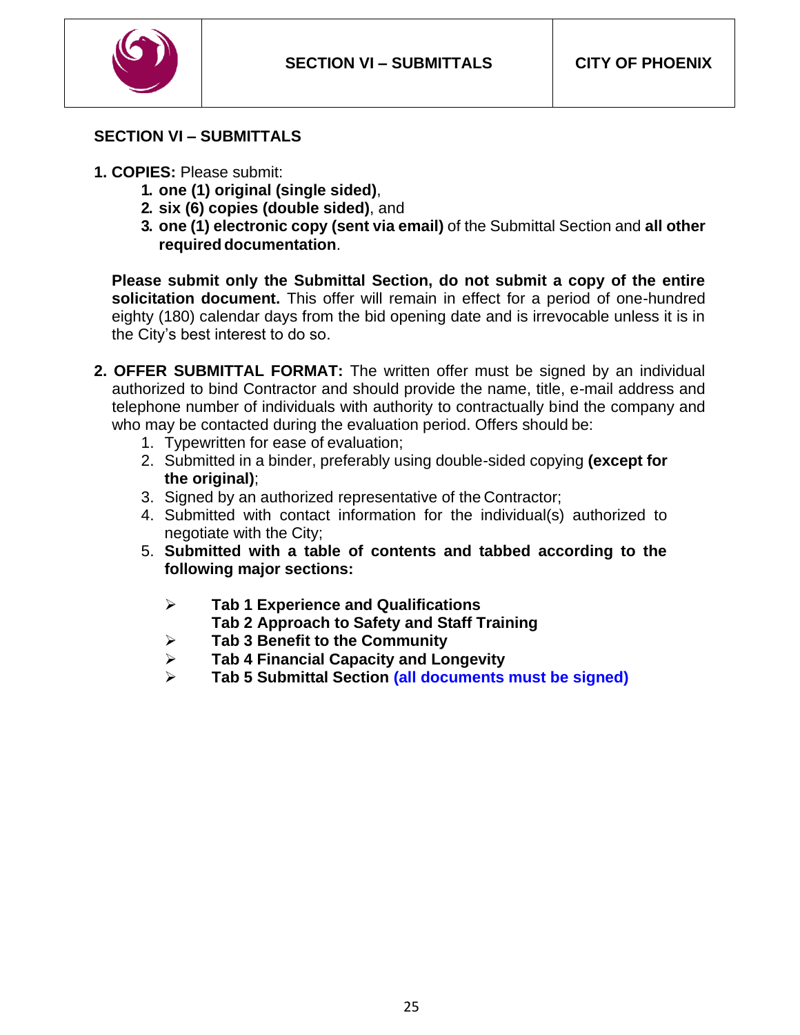## SECTION VI – SUBMITTALS

**1. COPIES:** Please submit:

1. **one (1) original (single sided)**,
2. **six (6) copies (double sided)**, and
3. **one (1) electronic copy (sent via email)** of the Submittal Section and **all other required documentation**.

**Please submit only the Submittal Section, do not submit a copy of the entire solicitation document.** This offer will remain in effect for a period of one-hundred eighty (180) calendar days from the bid opening date and is irrevocable unless it is in the City's best interest to do so.

**2. OFFER SUBMITTAL FORMAT:** The written offer must be signed by an individual authorized to bind Contractor and should provide the name, title, e-mail address and telephone number of individuals with authority to contractually bind the company and who may be contacted during the evaluation period. Offers should be:

1. Typewritten for ease of evaluation;
2. Submitted in a binder, preferably using double-sided copying **(except for the original)**;
3. Signed by an authorized representative of the Contractor;
4. Submitted with contact information for the individual(s) authorized to negotiate with the City;
5. **Submitted with a table of contents and tabbed according to the following major sections:**

- **Tab 1 Experience and Qualifications**
  **Tab 2 Approach to Safety and Staff Training**
- **Tab 3 Benefit to the Community**
- **Tab 4 Financial Capacity and Longevity**
- **Tab 5 Submittal Section (all documents must be signed)**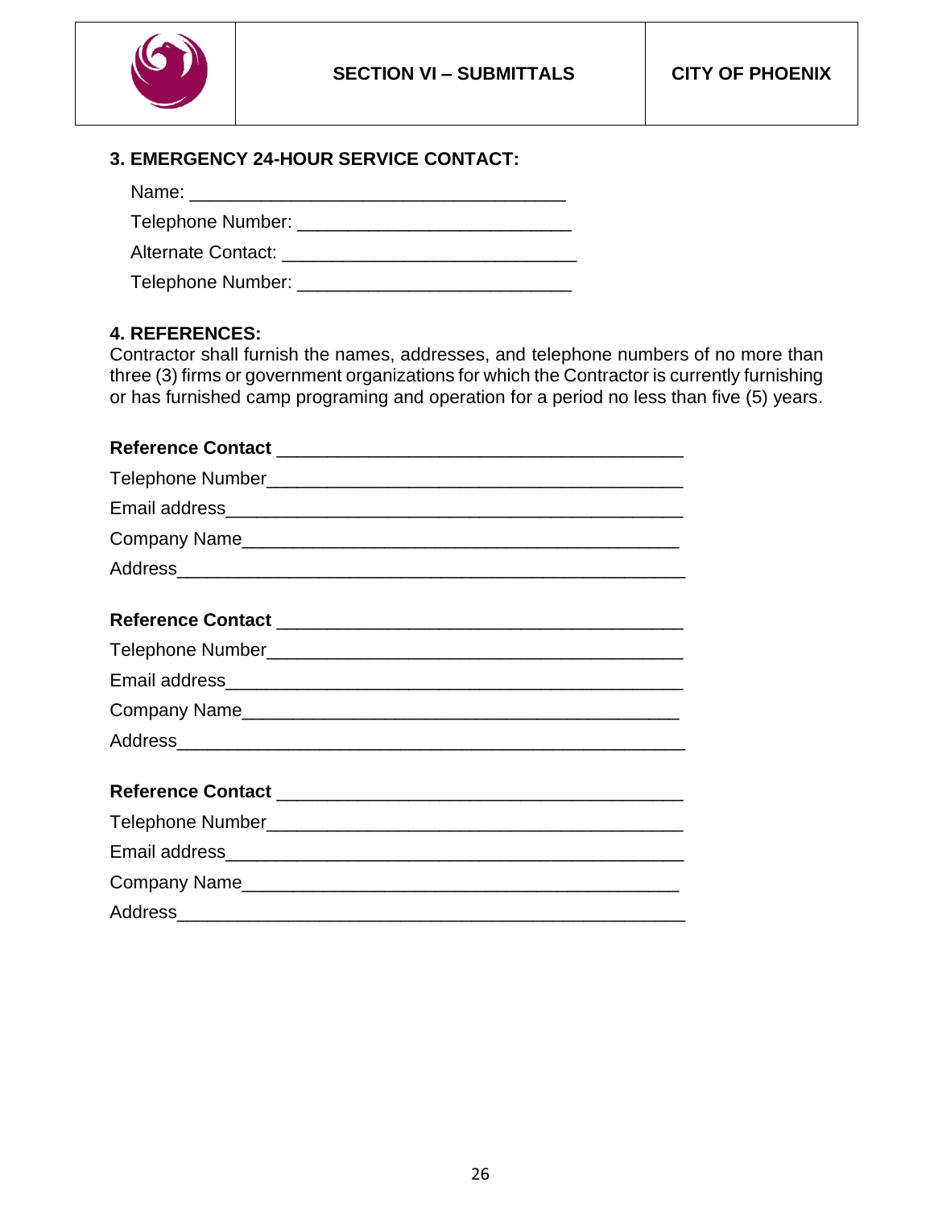### 3. EMERGENCY 24-HOUR SERVICE CONTACT:

Name: ____________________________________

Telephone Number: __________________________

Alternate Contact: ____________________________

Telephone Number: __________________________

### 4. REFERENCES:

Contractor shall furnish the names, addresses, and telephone numbers of no more than three (3) firms or government organizations for which the Contractor is currently furnishing or has furnished camp programing and operation for a period no less than five (5) years.

**Reference Contact** _______________________________________

Telephone Number_________________________________________

Email address_____________________________________________

Company Name____________________________________________

Address_________________________________________________

**Reference Contact** _______________________________________

Telephone Number_________________________________________

Email address_____________________________________________

Company Name____________________________________________

Address_________________________________________________

**Reference Contact** _______________________________________

Telephone Number_________________________________________

Email address_____________________________________________

Company Name____________________________________________

Address_________________________________________________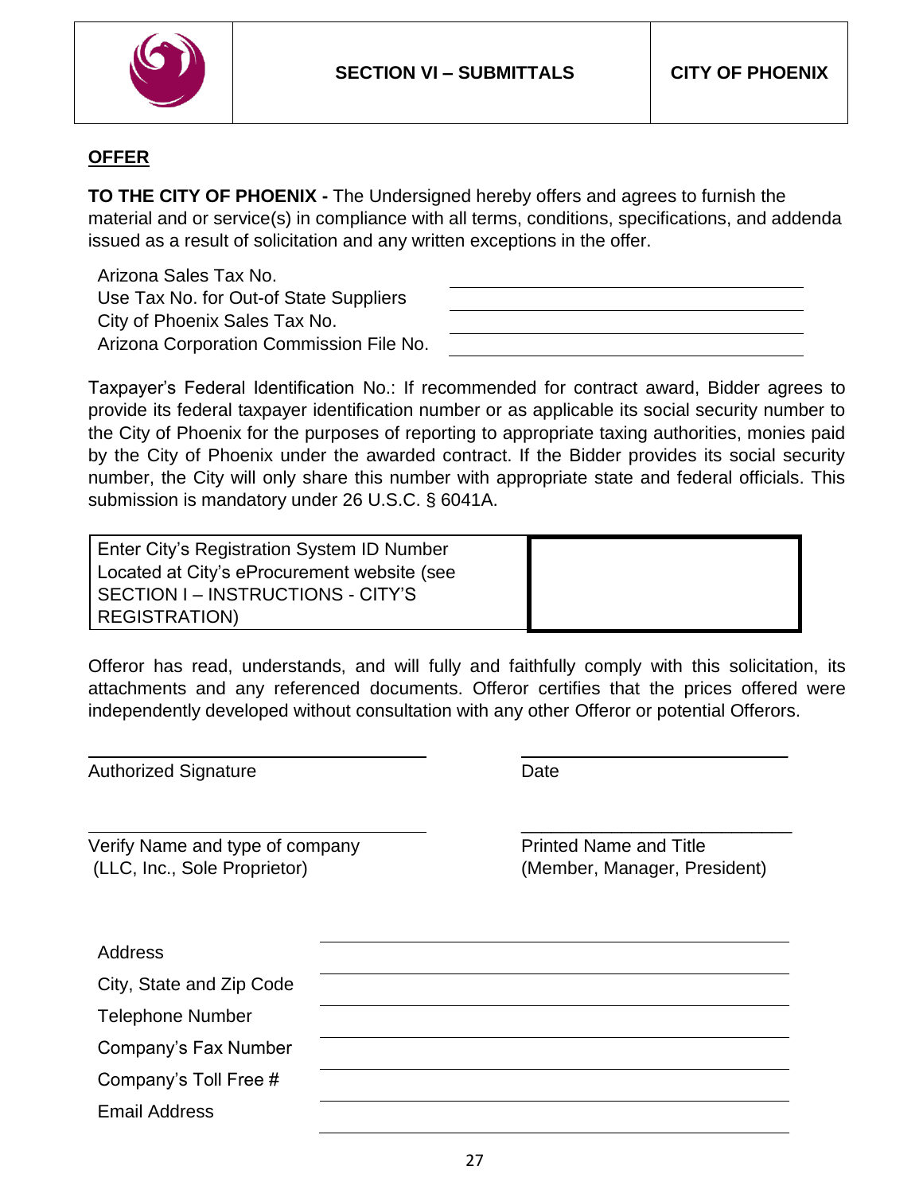## SECTION VI – SUBMITTALS

**CITY OF PHOENIX**

**OFFER**

**TO THE CITY OF PHOENIX -** The Undersigned hereby offers and agrees to furnish the material and or service(s) in compliance with all terms, conditions, specifications, and addenda issued as a result of solicitation and any written exceptions in the offer.

| | |
|---|---|
| Arizona Sales Tax No. | |
| Use Tax No. for Out-of State Suppliers | |
| City of Phoenix Sales Tax No. | |
| Arizona Corporation Commission File No. | |

Taxpayer's Federal Identification No.: If recommended for contract award, Bidder agrees to provide its federal taxpayer identification number or as applicable its social security number to the City of Phoenix for the purposes of reporting to appropriate taxing authorities, monies paid by the City of Phoenix under the awarded contract. If the Bidder provides its social security number, the City will only share this number with appropriate state and federal officials. This submission is mandatory under 26 U.S.C. § 6041A.

| | |
|---|---|
| Enter City's Registration System ID Number Located at City's eProcurement website (see SECTION I – INSTRUCTIONS - CITY'S REGISTRATION) | |

Offeror has read, understands, and will fully and faithfully comply with this solicitation, its attachments and any referenced documents. Offeror certifies that the prices offered were independently developed without consultation with any other Offeror or potential Offerors.

| | |
|---|---|
| Authorized Signature | Date |
| Verify Name and type of company (LLC, Inc., Sole Proprietor) | Printed Name and Title (Member, Manager, President) |

| | |
|---|---|
| Address | |
| City, State and Zip Code | |
| Telephone Number | |
| Company's Fax Number | |
| Company's Toll Free # | |
| Email Address | |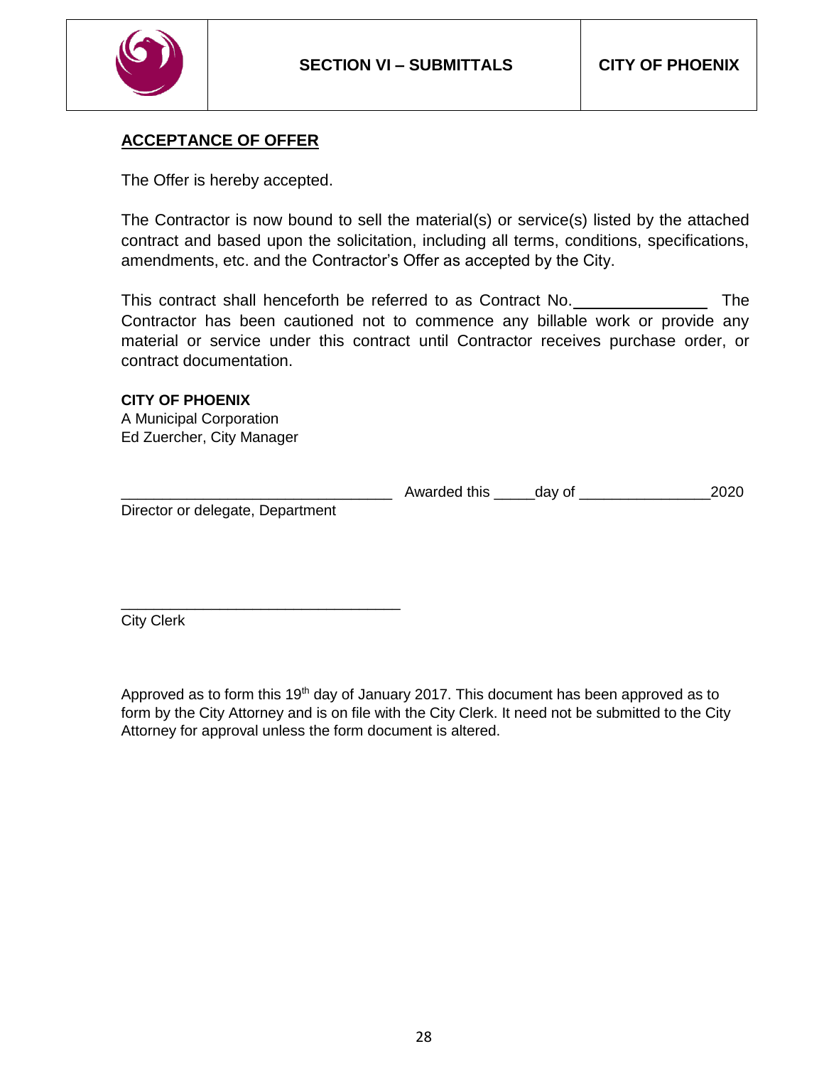## ACCEPTANCE OF OFFER

The Offer is hereby accepted.

The Contractor is now bound to sell the material(s) or service(s) listed by the attached contract and based upon the solicitation, including all terms, conditions, specifications, amendments, etc. and the Contractor's Offer as accepted by the City.

This contract shall henceforth be referred to as Contract No.________________ The Contractor has been cautioned not to commence any billable work or provide any material or service under this contract until Contractor receives purchase order, or contract documentation.

**CITY OF PHOENIX**
A Municipal Corporation
Ed Zuercher, City Manager

_________________________________ Awarded this _____day of ________________2020
Director or delegate, Department

_________________________________
City Clerk

Approved as to form this 19th day of January 2017. This document has been approved as to form by the City Attorney and is on file with the City Clerk. It need not be submitted to the City Attorney for approval unless the form document is altered.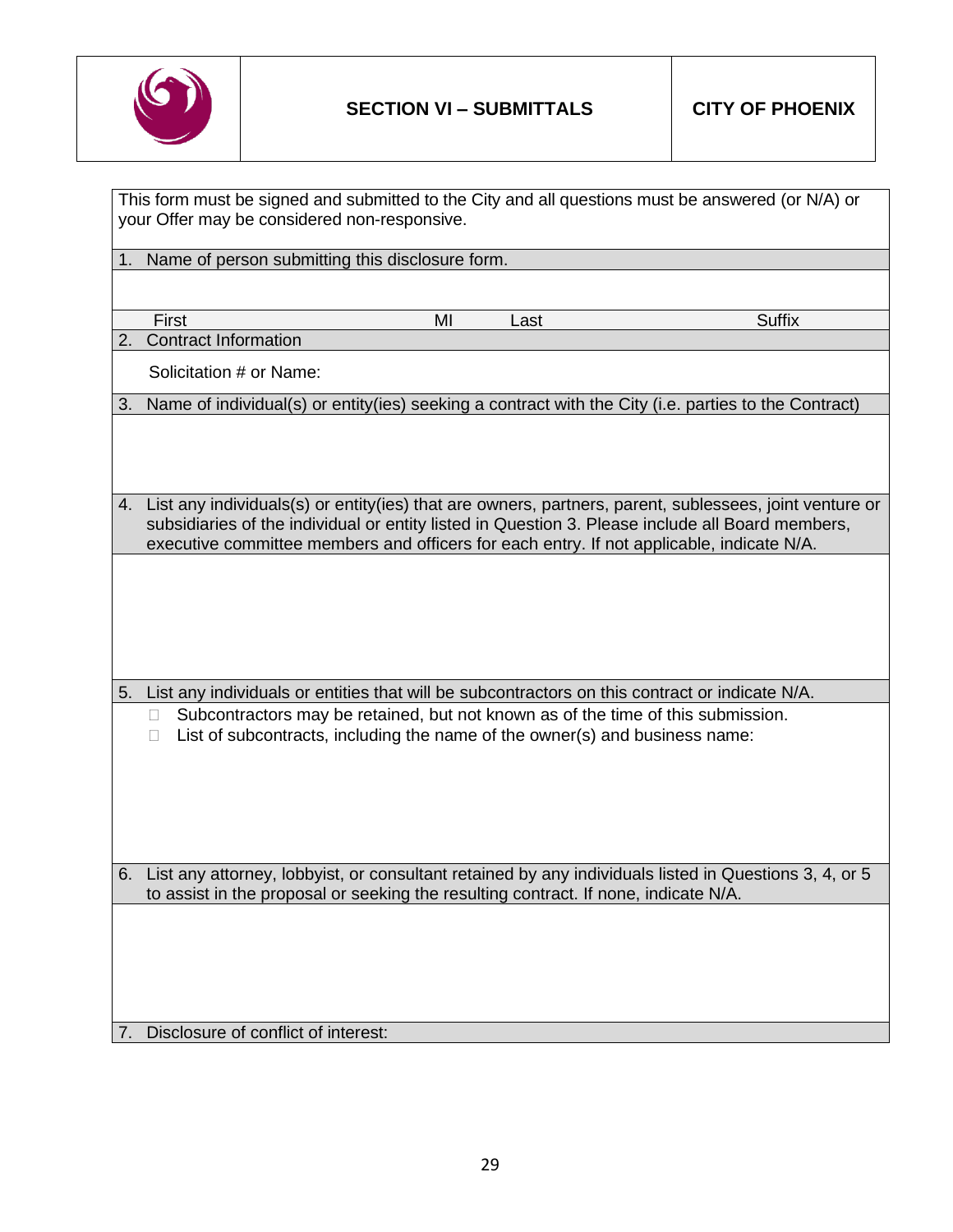# SECTION VI – SUBMITTALS

**CITY OF PHOENIX**

This form must be signed and submitted to the City and all questions must be answered (or N/A) or your Offer may be considered non-responsive.

1. Name of person submitting this disclosure form.

| First | MI | Last | Suffix |
|---|---|---|---|
| | | | |

2. Contract Information

   Solicitation # or Name:

3. Name of individual(s) or entity(ies) seeking a contract with the City (i.e. parties to the Contract)

4. List any individuals(s) or entity(ies) that are owners, partners, parent, sublessees, joint venture or subsidiaries of the individual or entity listed in Question 3. Please include all Board members, executive committee members and officers for each entry. If not applicable, indicate N/A.

5. List any individuals or entities that will be subcontractors on this contract or indicate N/A.

   - ☐ Subcontractors may be retained, but not known as of the time of this submission.
   - ☐ List of subcontracts, including the name of the owner(s) and business name:

6. List any attorney, lobbyist, or consultant retained by any individuals listed in Questions 3, 4, or 5 to assist in the proposal or seeking the resulting contract. If none, indicate N/A.

7. Disclosure of conflict of interest: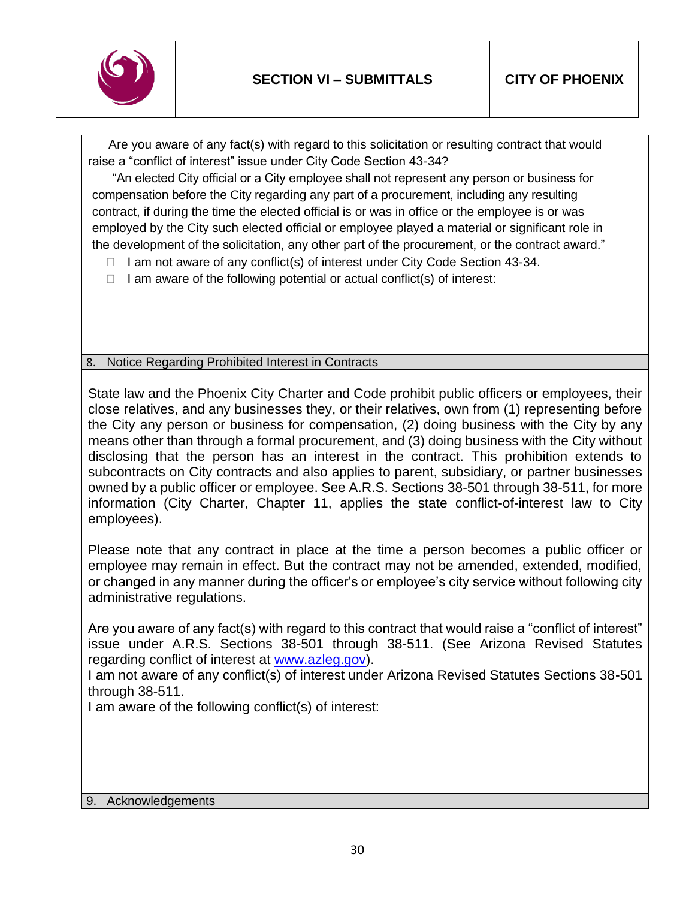Are you aware of any fact(s) with regard to this solicitation or resulting contract that would raise a "conflict of interest" issue under City Code Section 43-34?

"An elected City official or a City employee shall not represent any person or business for compensation before the City regarding any part of a procurement, including any resulting contract, if during the time the elected official is or was in office or the employee is or was employed by the City such elected official or employee played a material or significant role in the development of the solicitation, any other part of the procurement, or the contract award."

- ☐ I am not aware of any conflict(s) of interest under City Code Section 43-34.
- ☐ I am aware of the following potential or actual conflict(s) of interest:

## 8. Notice Regarding Prohibited Interest in Contracts

State law and the Phoenix City Charter and Code prohibit public officers or employees, their close relatives, and any businesses they, or their relatives, own from (1) representing before the City any person or business for compensation, (2) doing business with the City by any means other than through a formal procurement, and (3) doing business with the City without disclosing that the person has an interest in the contract. This prohibition extends to subcontracts on City contracts and also applies to parent, subsidiary, or partner businesses owned by a public officer or employee. See A.R.S. Sections 38-501 through 38-511, for more information (City Charter, Chapter 11, applies the state conflict-of-interest law to City employees).

Please note that any contract in place at the time a person becomes a public officer or employee may remain in effect. But the contract may not be amended, extended, modified, or changed in any manner during the officer's or employee's city service without following city administrative regulations.

Are you aware of any fact(s) with regard to this contract that would raise a "conflict of interest" issue under A.R.S. Sections 38-501 through 38-511. (See Arizona Revised Statutes regarding conflict of interest at [www.azleg.gov](http://www.azleg.gov)).
I am not aware of any conflict(s) of interest under Arizona Revised Statutes Sections 38-501 through 38-511.
I am aware of the following conflict(s) of interest:

## 9. Acknowledgements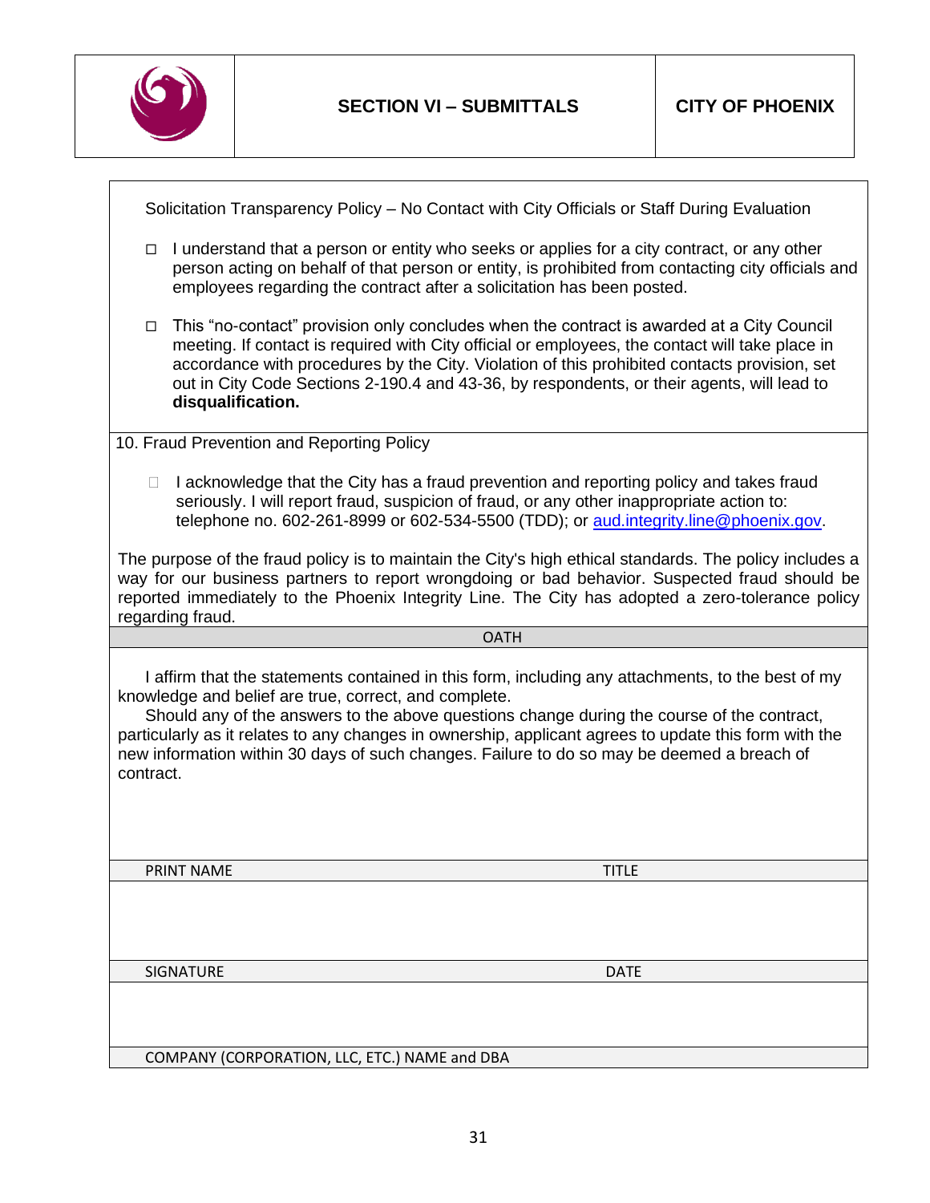| | | |
|---|---|---|
| | **SECTION VI – SUBMITTALS** | **CITY OF PHOENIX** |

Solicitation Transparency Policy – No Contact with City Officials or Staff During Evaluation

- ☐ I understand that a person or entity who seeks or applies for a city contract, or any other person acting on behalf of that person or entity, is prohibited from contacting city officials and employees regarding the contract after a solicitation has been posted.

- ☐ This "no-contact" provision only concludes when the contract is awarded at a City Council meeting. If contact is required with City official or employees, the contact will take place in accordance with procedures by the City. Violation of this prohibited contacts provision, set out in City Code Sections 2-190.4 and 43-36, by respondents, or their agents, will lead to **disqualification.**

10. Fraud Prevention and Reporting Policy

- ☐ I acknowledge that the City has a fraud prevention and reporting policy and takes fraud seriously. I will report fraud, suspicion of fraud, or any other inappropriate action to: telephone no. 602-261-8999 or 602-534-5500 (TDD); or aud.integrity.line@phoenix.gov.

The purpose of the fraud policy is to maintain the City's high ethical standards. The policy includes a way for our business partners to report wrongdoing or bad behavior. Suspected fraud should be reported immediately to the Phoenix Integrity Line. The City has adopted a zero-tolerance policy regarding fraud.

OATH

I affirm that the statements contained in this form, including any attachments, to the best of my knowledge and belief are true, correct, and complete.

Should any of the answers to the above questions change during the course of the contract, particularly as it relates to any changes in ownership, applicant agrees to update this form with the new information within 30 days of such changes. Failure to do so may be deemed a breach of contract.

| | |
|---|---|
| PRINT NAME | TITLE |
| | |
| SIGNATURE | DATE |
| | |
| COMPANY (CORPORATION, LLC, ETC.) NAME and DBA | |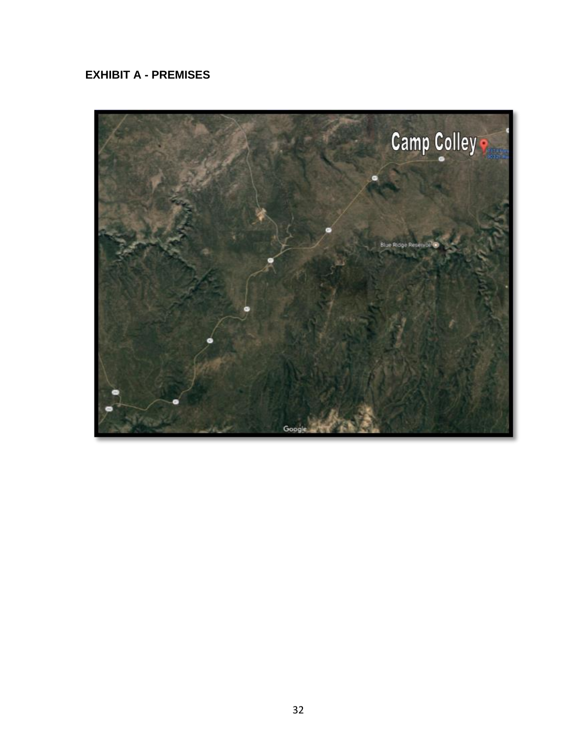**EXHIBIT A - PREMISES**

Camp Colley

Blue Ridge Reservoir

Google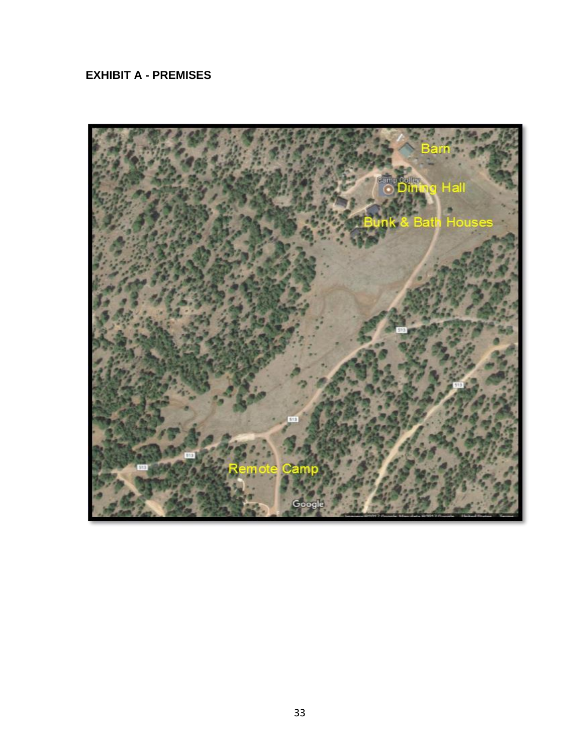**EXHIBIT A - PREMISES**

Barn

Camp Colley

Dining Hall

Bunk & Bath Houses

513

Remote Camp

Google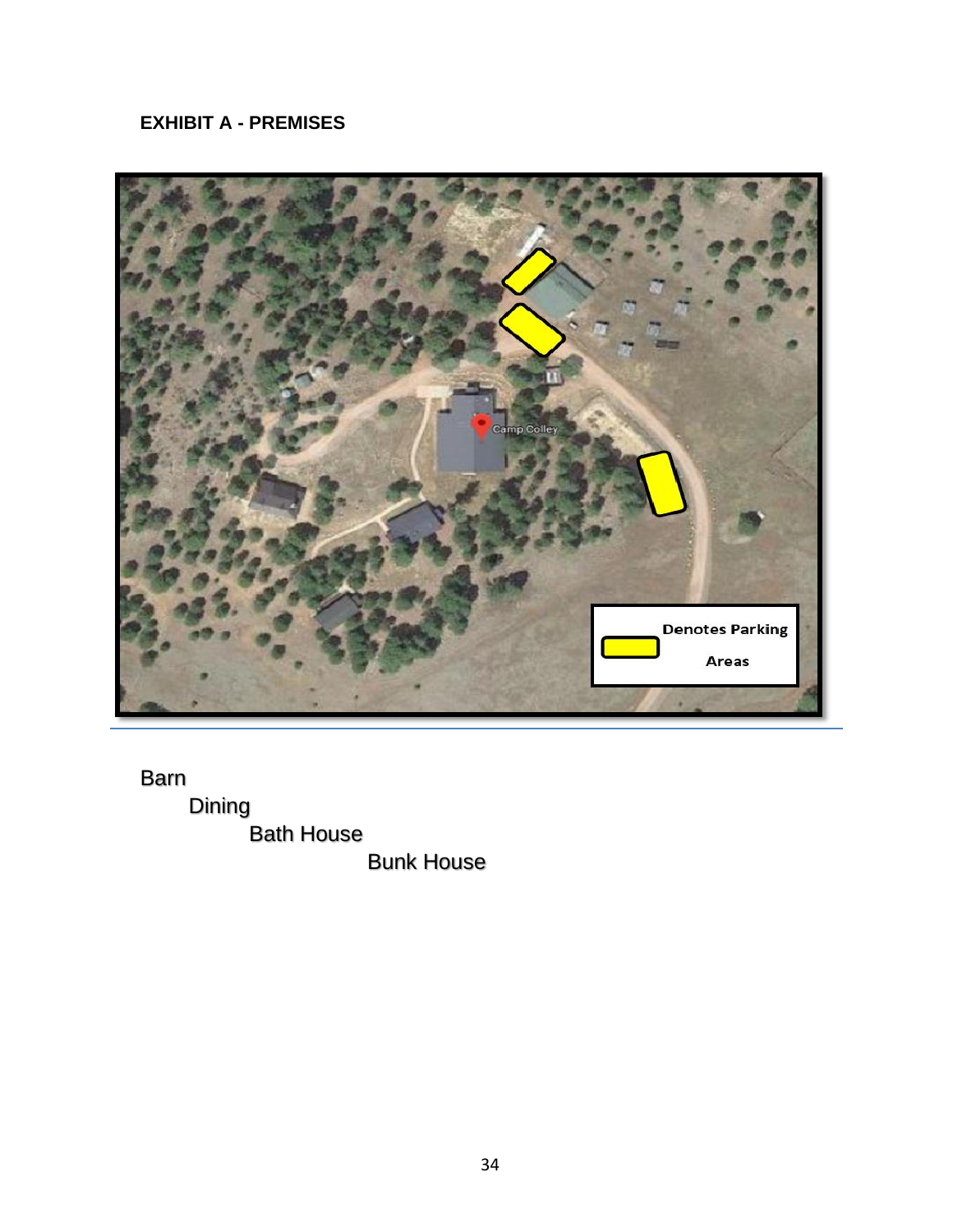**EXHIBIT A - PREMISES**

Camp Colley

Denotes Parking Areas

Barn

Dining

Bath House

Bunk House